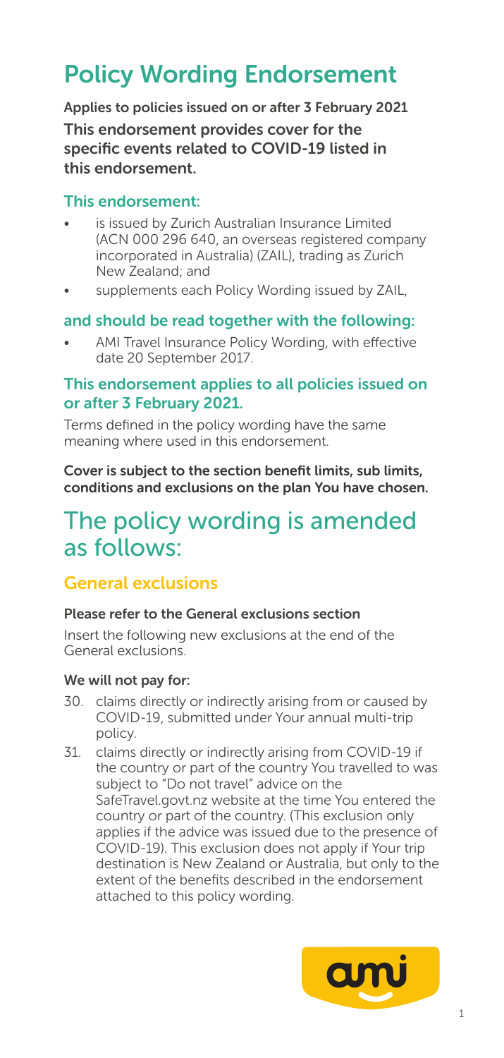# Policy Wording Endorsement

**Applies to policies issued on or after 3 February 2021**

**This endorsement provides cover for the specific events related to COVID-19 listed in this endorsement.**

### This endorsement:

- is issued by Zurich Australian Insurance Limited (ACN 000 296 640, an overseas registered company incorporated in Australia) (ZAIL), trading as Zurich New Zealand; and
- supplements each Policy Wording issued by ZAIL,

### and should be read together with the following:

- AMI Travel Insurance Policy Wording, with effective date 20 September 2017.

### This endorsement applies to all policies issued on or after 3 February 2021.

Terms defined in the policy wording have the same meaning where used in this endorsement.

**Cover is subject to the section benefit limits, sub limits, conditions and exclusions on the plan You have chosen.**

# The policy wording is amended as follows:

## General exclusions

**Please refer to the General exclusions section**

Insert the following new exclusions at the end of the General exclusions.

**We will not pay for:**

30. claims directly or indirectly arising from or caused by COVID-19, submitted under Your annual multi-trip policy.
31. claims directly or indirectly arising from COVID-19 if the country or part of the country You travelled to was subject to "Do not travel" advice on the SafeTravel.govt.nz website at the time You entered the country or part of the country. (This exclusion only applies if the advice was issued due to the presence of COVID-19). This exclusion does not apply if Your trip destination is New Zealand or Australia, but only to the extent of the benefits described in the endorsement attached to this policy wording.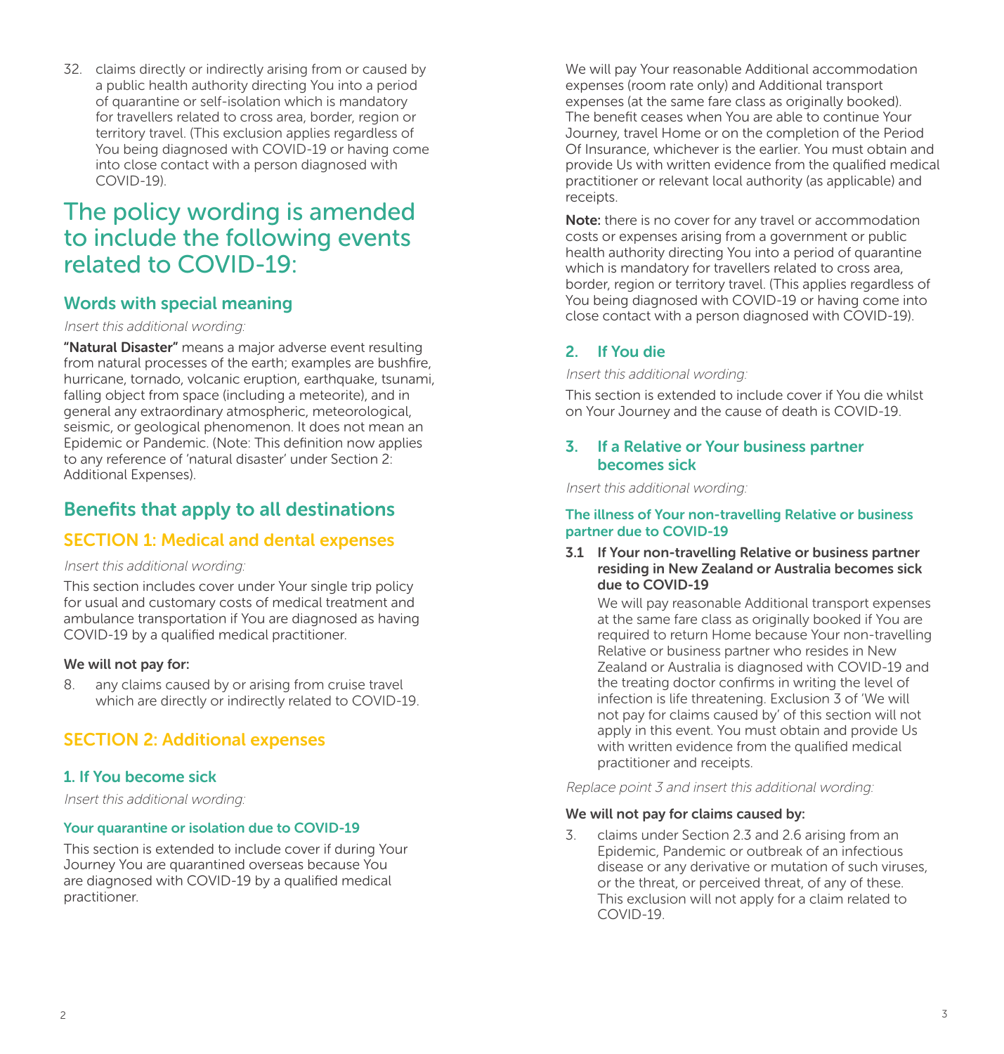32. claims directly or indirectly arising from or caused by a public health authority directing You into a period of quarantine or self-isolation which is mandatory for travellers related to cross area, border, region or territory travel. (This exclusion applies regardless of You being diagnosed with COVID-19 or having come into close contact with a person diagnosed with COVID-19).

# The policy wording is amended to include the following events related to COVID-19:

## Words with special meaning

*Insert this additional wording:*

**"Natural Disaster"** means a major adverse event resulting from natural processes of the earth; examples are bushfire, hurricane, tornado, volcanic eruption, earthquake, tsunami, falling object from space (including a meteorite), and in general any extraordinary atmospheric, meteorological, seismic, or geological phenomenon. It does not mean an Epidemic or Pandemic. (Note: This definition now applies to any reference of 'natural disaster' under Section 2: Additional Expenses).

## Benefits that apply to all destinations

## SECTION 1: Medical and dental expenses

*Insert this additional wording:*

This section includes cover under Your single trip policy for usual and customary costs of medical treatment and ambulance transportation if You are diagnosed as having COVID-19 by a qualified medical practitioner.

**We will not pay for:**

8. any claims caused by or arising from cruise travel which are directly or indirectly related to COVID-19.

## SECTION 2: Additional expenses

### 1. If You become sick

*Insert this additional wording:*

#### Your quarantine or isolation due to COVID-19

This section is extended to include cover if during Your Journey You are quarantined overseas because You are diagnosed with COVID-19 by a qualified medical practitioner.

We will pay Your reasonable Additional accommodation expenses (room rate only) and Additional transport expenses (at the same fare class as originally booked). The benefit ceases when You are able to continue Your Journey, travel Home or on the completion of the Period Of Insurance, whichever is the earlier. You must obtain and provide Us with written evidence from the qualified medical practitioner or relevant local authority (as applicable) and receipts.

**Note:** there is no cover for any travel or accommodation costs or expenses arising from a government or public health authority directing You into a period of quarantine which is mandatory for travellers related to cross area, border, region or territory travel. (This applies regardless of You being diagnosed with COVID-19 or having come into close contact with a person diagnosed with COVID-19).

### 2. If You die

*Insert this additional wording:*

This section is extended to include cover if You die whilst on Your Journey and the cause of death is COVID-19.

### 3. If a Relative or Your business partner becomes sick

*Insert this additional wording:*

#### The illness of Your non-travelling Relative or business partner due to COVID-19

**3.1 If Your non-travelling Relative or business partner residing in New Zealand or Australia becomes sick due to COVID-19**

We will pay reasonable Additional transport expenses at the same fare class as originally booked if You are required to return Home because Your non-travelling Relative or business partner who resides in New Zealand or Australia is diagnosed with COVID-19 and the treating doctor confirms in writing the level of infection is life threatening. Exclusion 3 of 'We will not pay for claims caused by' of this section will not apply in this event. You must obtain and provide Us with written evidence from the qualified medical practitioner and receipts.

*Replace point 3 and insert this additional wording:*

**We will not pay for claims caused by:**

3. claims under Section 2.3 and 2.6 arising from an Epidemic, Pandemic or outbreak of an infectious disease or any derivative or mutation of such viruses, or the threat, or perceived threat, of any of these. This exclusion will not apply for a claim related to COVID-19.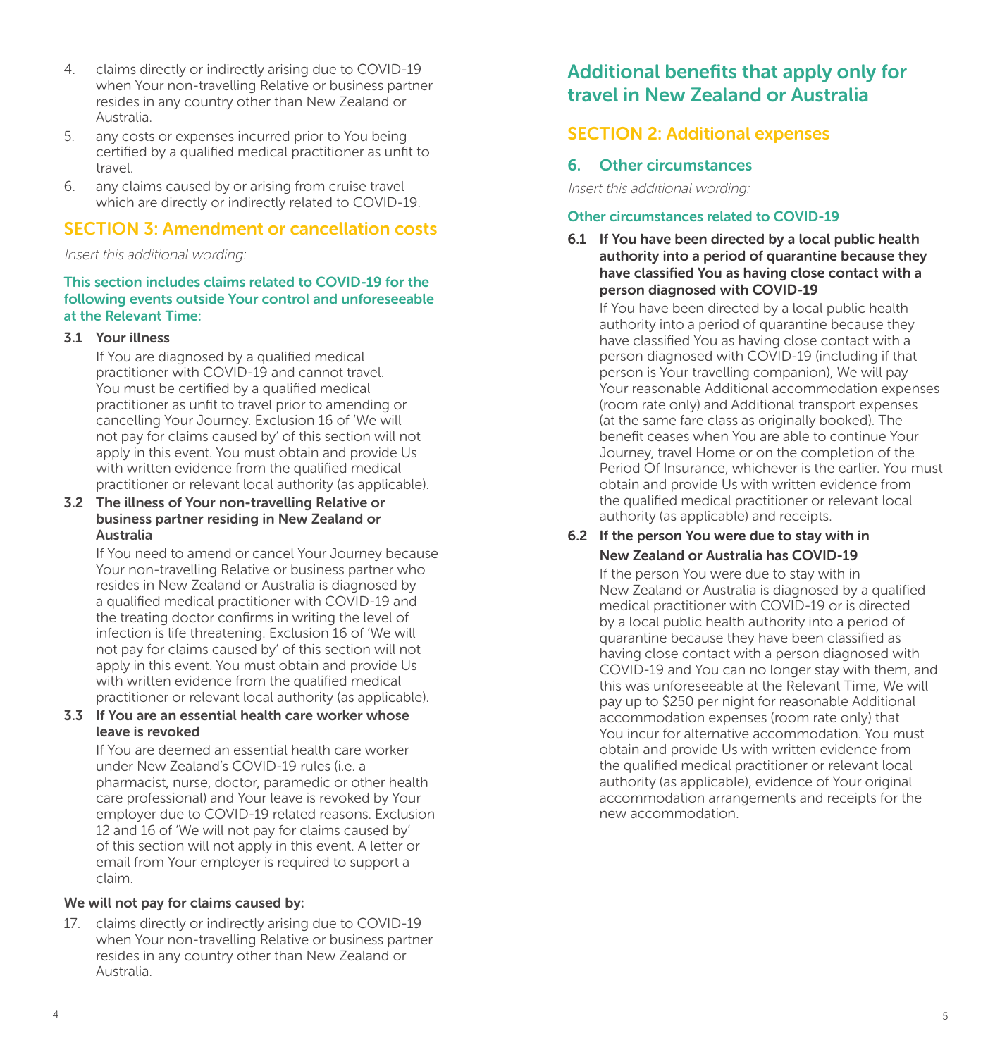4. claims directly or indirectly arising due to COVID-19 when Your non-travelling Relative or business partner resides in any country other than New Zealand or Australia.
5. any costs or expenses incurred prior to You being certified by a qualified medical practitioner as unfit to travel.
6. any claims caused by or arising from cruise travel which are directly or indirectly related to COVID-19.

## SECTION 3: Amendment or cancellation costs

*Insert this additional wording:*

**This section includes claims related to COVID-19 for the following events outside Your control and unforeseeable at the Relevant Time:**

**3.1 Your illness**

If You are diagnosed by a qualified medical practitioner with COVID-19 and cannot travel. You must be certified by a qualified medical practitioner as unfit to travel prior to amending or cancelling Your Journey. Exclusion 16 of 'We will not pay for claims caused by' of this section will not apply in this event. You must obtain and provide Us with written evidence from the qualified medical practitioner or relevant local authority (as applicable).

**3.2 The illness of Your non-travelling Relative or business partner residing in New Zealand or Australia**

If You need to amend or cancel Your Journey because Your non-travelling Relative or business partner who resides in New Zealand or Australia is diagnosed by a qualified medical practitioner with COVID-19 and the treating doctor confirms in writing the level of infection is life threatening. Exclusion 16 of 'We will not pay for claims caused by' of this section will not apply in this event. You must obtain and provide Us with written evidence from the qualified medical practitioner or relevant local authority (as applicable).

**3.3 If You are an essential health care worker whose leave is revoked**

If You are deemed an essential health care worker under New Zealand's COVID-19 rules (i.e. a pharmacist, nurse, doctor, paramedic or other health care professional) and Your leave is revoked by Your employer due to COVID-19 related reasons. Exclusion 12 and 16 of 'We will not pay for claims caused by' of this section will not apply in this event. A letter or email from Your employer is required to support a claim.

**We will not pay for claims caused by:**

17. claims directly or indirectly arising due to COVID-19 when Your non-travelling Relative or business partner resides in any country other than New Zealand or Australia.

# Additional benefits that apply only for travel in New Zealand or Australia

## SECTION 2: Additional expenses

### 6. Other circumstances

*Insert this additional wording:*

**Other circumstances related to COVID-19**

**6.1 If You have been directed by a local public health authority into a period of quarantine because they have classified You as having close contact with a person diagnosed with COVID-19**

If You have been directed by a local public health authority into a period of quarantine because they have classified You as having close contact with a person diagnosed with COVID-19 (including if that person is Your travelling companion), We will pay Your reasonable Additional accommodation expenses (room rate only) and Additional transport expenses (at the same fare class as originally booked). The benefit ceases when You are able to continue Your Journey, travel Home or on the completion of the Period Of Insurance, whichever is the earlier. You must obtain and provide Us with written evidence from the qualified medical practitioner or relevant local authority (as applicable) and receipts.

**6.2 If the person You were due to stay with in New Zealand or Australia has COVID-19**

If the person You were due to stay with in New Zealand or Australia is diagnosed by a qualified medical practitioner with COVID-19 or is directed by a local public health authority into a period of quarantine because they have been classified as having close contact with a person diagnosed with COVID-19 and You can no longer stay with them, and this was unforeseeable at the Relevant Time, We will pay up to $250 per night for reasonable Additional accommodation expenses (room rate only) that You incur for alternative accommodation. You must obtain and provide Us with written evidence from the qualified medical practitioner or relevant local authority (as applicable), evidence of Your original accommodation arrangements and receipts for the new accommodation.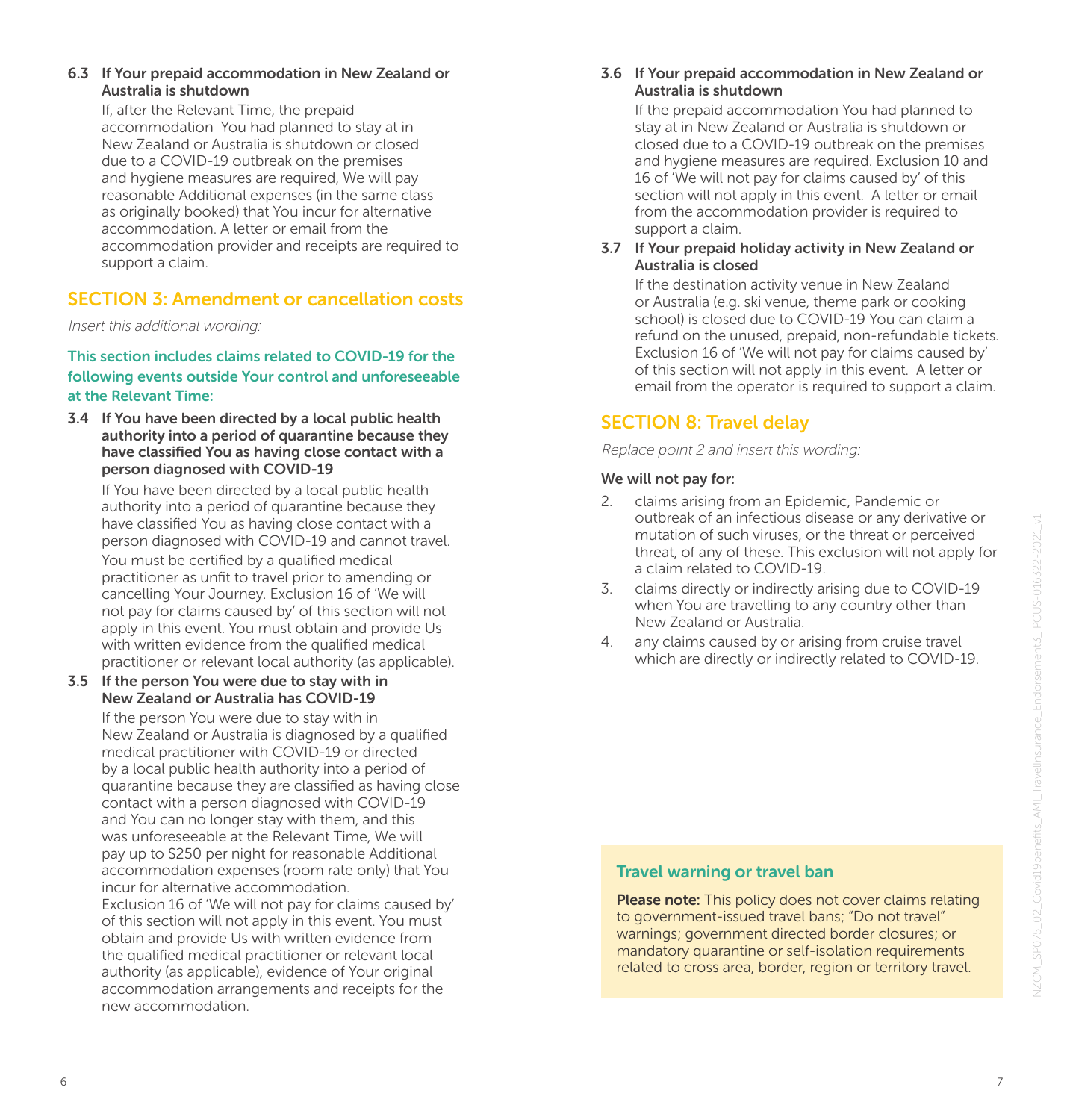**6.3 If Your prepaid accommodation in New Zealand or Australia is shutdown**

If, after the Relevant Time, the prepaid accommodation You had planned to stay at in New Zealand or Australia is shutdown or closed due to a COVID-19 outbreak on the premises and hygiene measures are required, We will pay reasonable Additional expenses (in the same class as originally booked) that You incur for alternative accommodation. A letter or email from the accommodation provider and receipts are required to support a claim.

## SECTION 3: Amendment or cancellation costs

*Insert this additional wording:*

**This section includes claims related to COVID-19 for the following events outside Your control and unforeseeable at the Relevant Time:**

**3.4 If You have been directed by a local public health authority into a period of quarantine because they have classified You as having close contact with a person diagnosed with COVID-19**

If You have been directed by a local public health authority into a period of quarantine because they have classified You as having close contact with a person diagnosed with COVID-19 and cannot travel. You must be certified by a qualified medical practitioner as unfit to travel prior to amending or cancelling Your Journey. Exclusion 16 of 'We will not pay for claims caused by' of this section will not apply in this event. You must obtain and provide Us with written evidence from the qualified medical practitioner or relevant local authority (as applicable).

**3.5 If the person You were due to stay with in New Zealand or Australia has COVID-19**

If the person You were due to stay with in New Zealand or Australia is diagnosed by a qualified medical practitioner with COVID-19 or directed by a local public health authority into a period of quarantine because they are classified as having close contact with a person diagnosed with COVID-19 and You can no longer stay with them, and this was unforeseeable at the Relevant Time, We will pay up to $250 per night for reasonable Additional accommodation expenses (room rate only) that You incur for alternative accommodation. Exclusion 16 of 'We will not pay for claims caused by' of this section will not apply in this event. You must obtain and provide Us with written evidence from the qualified medical practitioner or relevant local authority (as applicable), evidence of Your original accommodation arrangements and receipts for the new accommodation.

**3.6 If Your prepaid accommodation in New Zealand or Australia is shutdown**

If the prepaid accommodation You had planned to stay at in New Zealand or Australia is shutdown or closed due to a COVID-19 outbreak on the premises and hygiene measures are required. Exclusion 10 and 16 of 'We will not pay for claims caused by' of this section will not apply in this event. A letter or email from the accommodation provider is required to support a claim.

**3.7 If Your prepaid holiday activity in New Zealand or Australia is closed**

If the destination activity venue in New Zealand or Australia (e.g. ski venue, theme park or cooking school) is closed due to COVID-19 You can claim a refund on the unused, prepaid, non-refundable tickets. Exclusion 16 of 'We will not pay for claims caused by' of this section will not apply in this event. A letter or email from the operator is required to support a claim.

## SECTION 8: Travel delay

*Replace point 2 and insert this wording:*

**We will not pay for:**

2. claims arising from an Epidemic, Pandemic or outbreak of an infectious disease or any derivative or mutation of such viruses, or the threat or perceived threat, of any of these. This exclusion will not apply for a claim related to COVID-19.
3. claims directly or indirectly arising due to COVID-19 when You are travelling to any country other than New Zealand or Australia.
4. any claims caused by or arising from cruise travel which are directly or indirectly related to COVID-19.

### Travel warning or travel ban

**Please note:** This policy does not cover claims relating to government-issued travel bans; "Do not travel" warnings; government directed border closures; or mandatory quarantine or self-isolation requirements related to cross area, border, region or territory travel.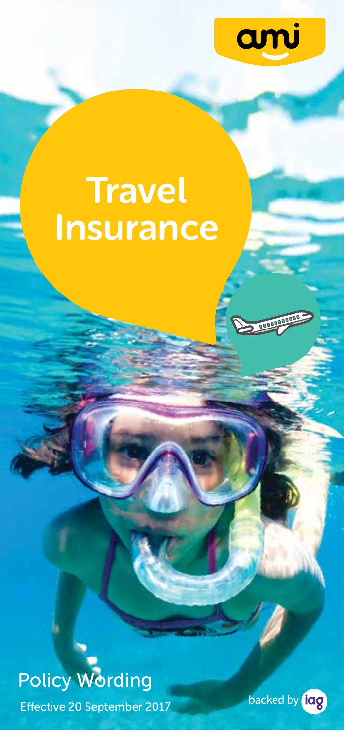ami

# Travel Insurance

Policy Wording

Effective 20 September 2017

backed by iag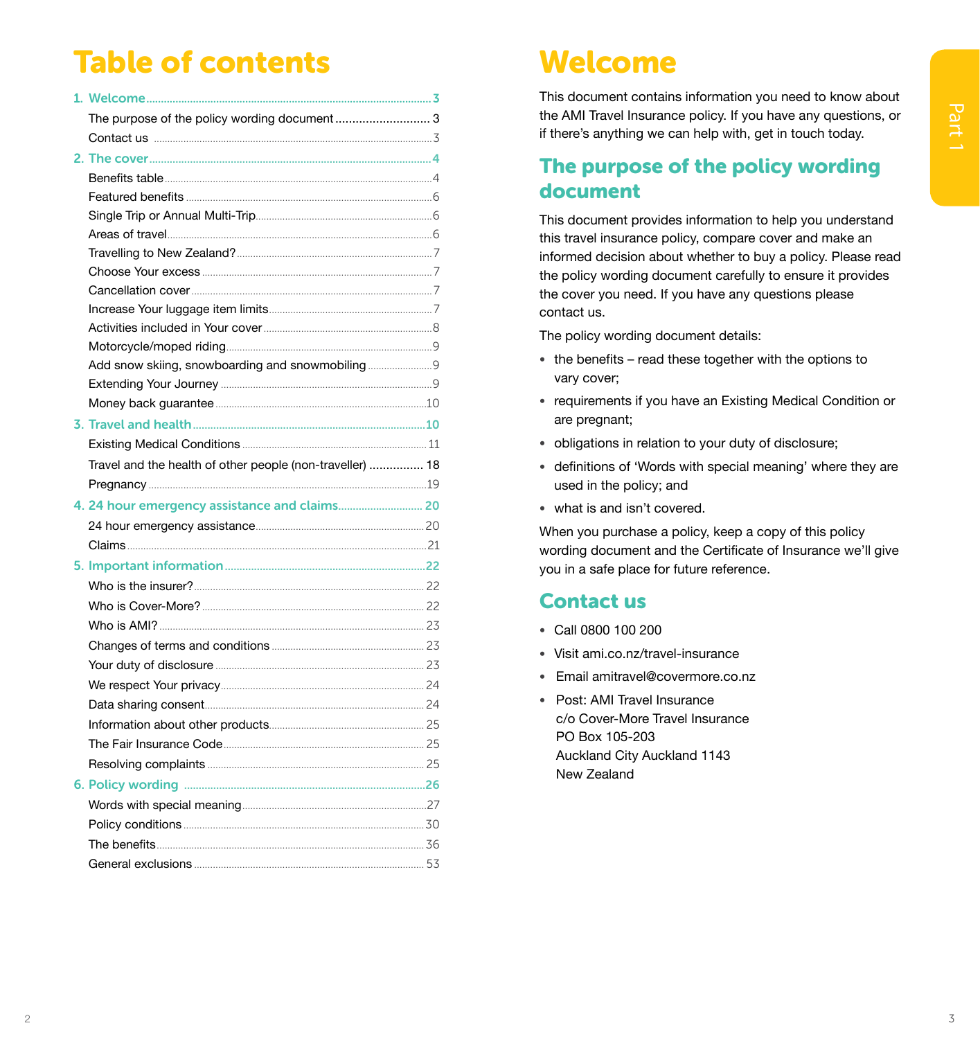# Table of contents

**1. Welcome** ..... 3

- The purpose of the policy wording document ..... 3
- Contact us ..... 3

**2. The cover** ..... 4

- Benefits table ..... 4
- Featured benefits ..... 6
- Single Trip or Annual Multi-Trip ..... 6
- Areas of travel ..... 6
- Travelling to New Zealand? ..... 7
- Choose Your excess ..... 7
- Cancellation cover ..... 7
- Increase Your luggage item limits ..... 7
- Activities included in Your cover ..... 8
- Motorcycle/moped riding ..... 9
- Add snow skiing, snowboarding and snowmobiling ..... 9
- Extending Your Journey ..... 9
- Money back guarantee ..... 10

**3. Travel and health** ..... 10

- Existing Medical Conditions ..... 11
- Travel and the health of other people (non-traveller) ..... 18
- Pregnancy ..... 19

**4. 24 hour emergency assistance and claims** ..... 20

- 24 hour emergency assistance ..... 20
- Claims ..... 21

**5. Important information** ..... 22

- Who is the insurer? ..... 22
- Who is Cover-More? ..... 22
- Who is AMI? ..... 23
- Changes of terms and conditions ..... 23
- Your duty of disclosure ..... 23
- We respect Your privacy ..... 24
- Data sharing consent ..... 24
- Information about other products ..... 25
- The Fair Insurance Code ..... 25
- Resolving complaints ..... 25

**6. Policy wording** ..... 26

- Words with special meaning ..... 27
- Policy conditions ..... 30
- The benefits ..... 36
- General exclusions ..... 53

# Welcome

This document contains information you need to know about the AMI Travel Insurance policy. If you have any questions, or if there's anything we can help with, get in touch today.

## The purpose of the policy wording document

This document provides information to help you understand this travel insurance policy, compare cover and make an informed decision about whether to buy a policy. Please read the policy wording document carefully to ensure it provides the cover you need. If you have any questions please contact us.

The policy wording document details:

- the benefits – read these together with the options to vary cover;
- requirements if you have an Existing Medical Condition or are pregnant;
- obligations in relation to your duty of disclosure;
- definitions of 'Words with special meaning' where they are used in the policy; and
- what is and isn't covered.

When you purchase a policy, keep a copy of this policy wording document and the Certificate of Insurance we'll give you in a safe place for future reference.

## Contact us

- Call 0800 100 200
- Visit ami.co.nz/travel-insurance
- Email amitravel@covermore.co.nz
- Post: AMI Travel Insurance
  c/o Cover-More Travel Insurance
  PO Box 105-203
  Auckland City Auckland 1143
  New Zealand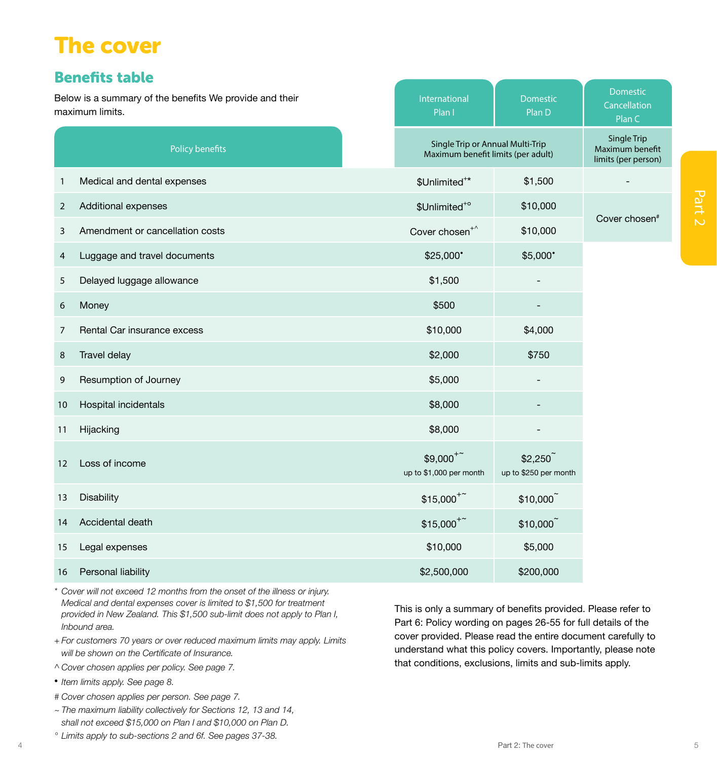# The cover

## Benefits table

Below is a summary of the benefits We provide and their maximum limits.

| | Policy benefits | International Plan I | Domestic Plan D | Domestic Cancellation Plan C |
|---|---|---|---|---|
| | | Single Trip or Annual Multi-Trip Maximum benefit limits (per adult) | | Single Trip Maximum benefit limits (per person) |
| 1 | Medical and dental expenses | $Unlimited+* | $1,500 | - |
| 2 | Additional expenses | $Unlimited+° | $10,000 | Cover chosen# |
| 3 | Amendment or cancellation costs | Cover chosen+^ | $10,000 | |
| 4 | Luggage and travel documents | $25,000• | $5,000• | |
| 5 | Delayed luggage allowance | $1,500 | - | |
| 6 | Money | $500 | - | |
| 7 | Rental Car insurance excess | $10,000 | $4,000 | |
| 8 | Travel delay | $2,000 | $750 | |
| 9 | Resumption of Journey | $5,000 | - | |
| 10 | Hospital incidentals | $8,000 | - | |
| 11 | Hijacking | $8,000 | - | |
| 12 | Loss of income | $9,000+~ up to $1,000 per month | $2,250~ up to $250 per month | |
| 13 | Disability | $15,000+~ | $10,000~ | |
| 14 | Accidental death | $15,000+~ | $10,000~ | |
| 15 | Legal expenses | $10,000 | $5,000 | |
| 16 | Personal liability | $2,500,000 | $200,000 | |

\* *Cover will not exceed 12 months from the onset of the illness or injury. Medical and dental expenses cover is limited to $1,500 for treatment provided in New Zealand. This $1,500 sub-limit does not apply to Plan I, Inbound area.*

\+ *For customers 70 years or over reduced maximum limits may apply. Limits will be shown on the Certificate of Insurance.*

^ *Cover chosen applies per policy. See page 7.*

• *Item limits apply. See page 8.*

\# *Cover chosen applies per person. See page 7.*

~ *The maximum liability collectively for Sections 12, 13 and 14, shall not exceed $15,000 on Plan I and $10,000 on Plan D.*

° *Limits apply to sub-sections 2 and 6f. See pages 37-38.*

This is only a summary of benefits provided. Please refer to Part 6: Policy wording on pages 26-55 for full details of the cover provided. Please read the entire document carefully to understand what this policy covers. Importantly, please note that conditions, exclusions, limits and sub-limits apply.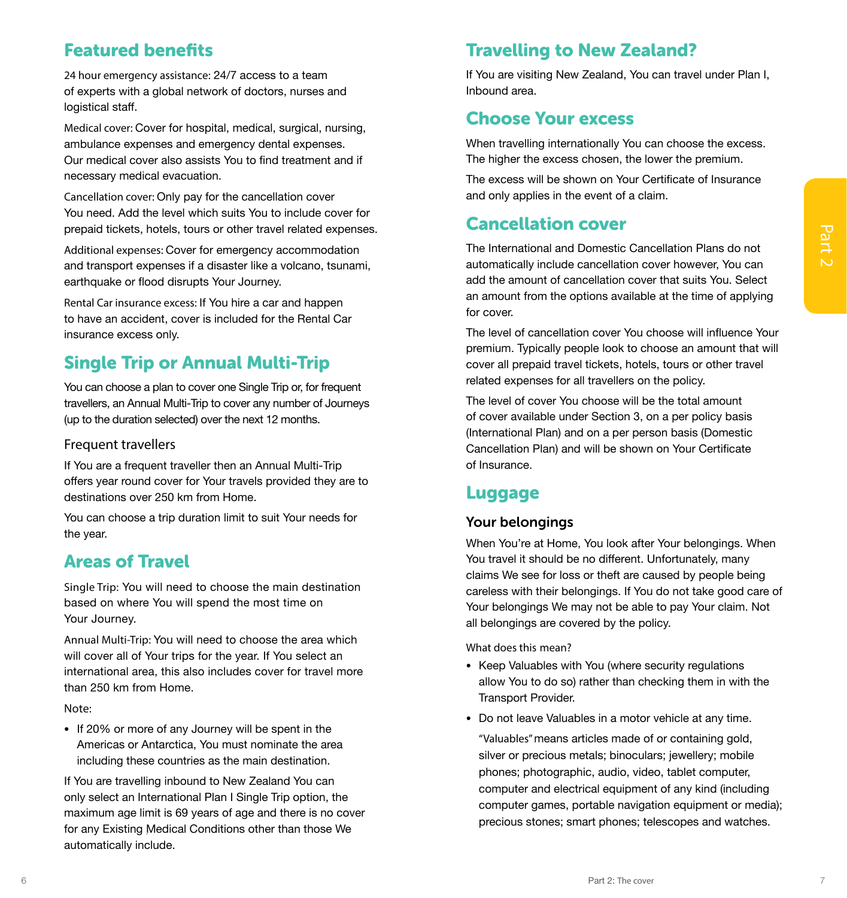## Featured benefits

24 hour emergency assistance: 24/7 access to a team of experts with a global network of doctors, nurses and logistical staff.

Medical cover: Cover for hospital, medical, surgical, nursing, ambulance expenses and emergency dental expenses. Our medical cover also assists You to find treatment and if necessary medical evacuation.

Cancellation cover: Only pay for the cancellation cover You need. Add the level which suits You to include cover for prepaid tickets, hotels, tours or other travel related expenses.

Additional expenses: Cover for emergency accommodation and transport expenses if a disaster like a volcano, tsunami, earthquake or flood disrupts Your Journey.

Rental Car insurance excess: If You hire a car and happen to have an accident, cover is included for the Rental Car insurance excess only.

## Single Trip or Annual Multi-Trip

You can choose a plan to cover one Single Trip or, for frequent travellers, an Annual Multi-Trip to cover any number of Journeys (up to the duration selected) over the next 12 months.

### Frequent travellers

If You are a frequent traveller then an Annual Multi-Trip offers year round cover for Your travels provided they are to destinations over 250 km from Home.

You can choose a trip duration limit to suit Your needs for the year.

## Areas of Travel

Single Trip: You will need to choose the main destination based on where You will spend the most time on Your Journey.

Annual Multi-Trip: You will need to choose the area which will cover all of Your trips for the year. If You select an international area, this also includes cover for travel more than 250 km from Home.

Note:

- If 20% or more of any Journey will be spent in the Americas or Antarctica, You must nominate the area including these countries as the main destination.

If You are travelling inbound to New Zealand You can only select an International Plan I Single Trip option, the maximum age limit is 69 years of age and there is no cover for any Existing Medical Conditions other than those We automatically include.

## Travelling to New Zealand?

If You are visiting New Zealand, You can travel under Plan I, Inbound area.

## Choose Your excess

When travelling internationally You can choose the excess. The higher the excess chosen, the lower the premium.

The excess will be shown on Your Certificate of Insurance and only applies in the event of a claim.

## Cancellation cover

The International and Domestic Cancellation Plans do not automatically include cancellation cover however, You can add the amount of cancellation cover that suits You. Select an amount from the options available at the time of applying for cover.

The level of cancellation cover You choose will influence Your premium. Typically people look to choose an amount that will cover all prepaid travel tickets, hotels, tours or other travel related expenses for all travellers on the policy.

The level of cover You choose will be the total amount of cover available under Section 3, on a per policy basis (International Plan) and on a per person basis (Domestic Cancellation Plan) and will be shown on Your Certificate of Insurance.

## Luggage

### Your belongings

When You're at Home, You look after Your belongings. When You travel it should be no different. Unfortunately, many claims We see for loss or theft are caused by people being careless with their belongings. If You do not take good care of Your belongings We may not be able to pay Your claim. Not all belongings are covered by the policy.

What does this mean?

- Keep Valuables with You (where security regulations allow You to do so) rather than checking them in with the Transport Provider.
- Do not leave Valuables in a motor vehicle at any time.

  "Valuables" means articles made of or containing gold, silver or precious metals; binoculars; jewellery; mobile phones; photographic, audio, video, tablet computer, computer and electrical equipment of any kind (including computer games, portable navigation equipment or media); precious stones; smart phones; telescopes and watches.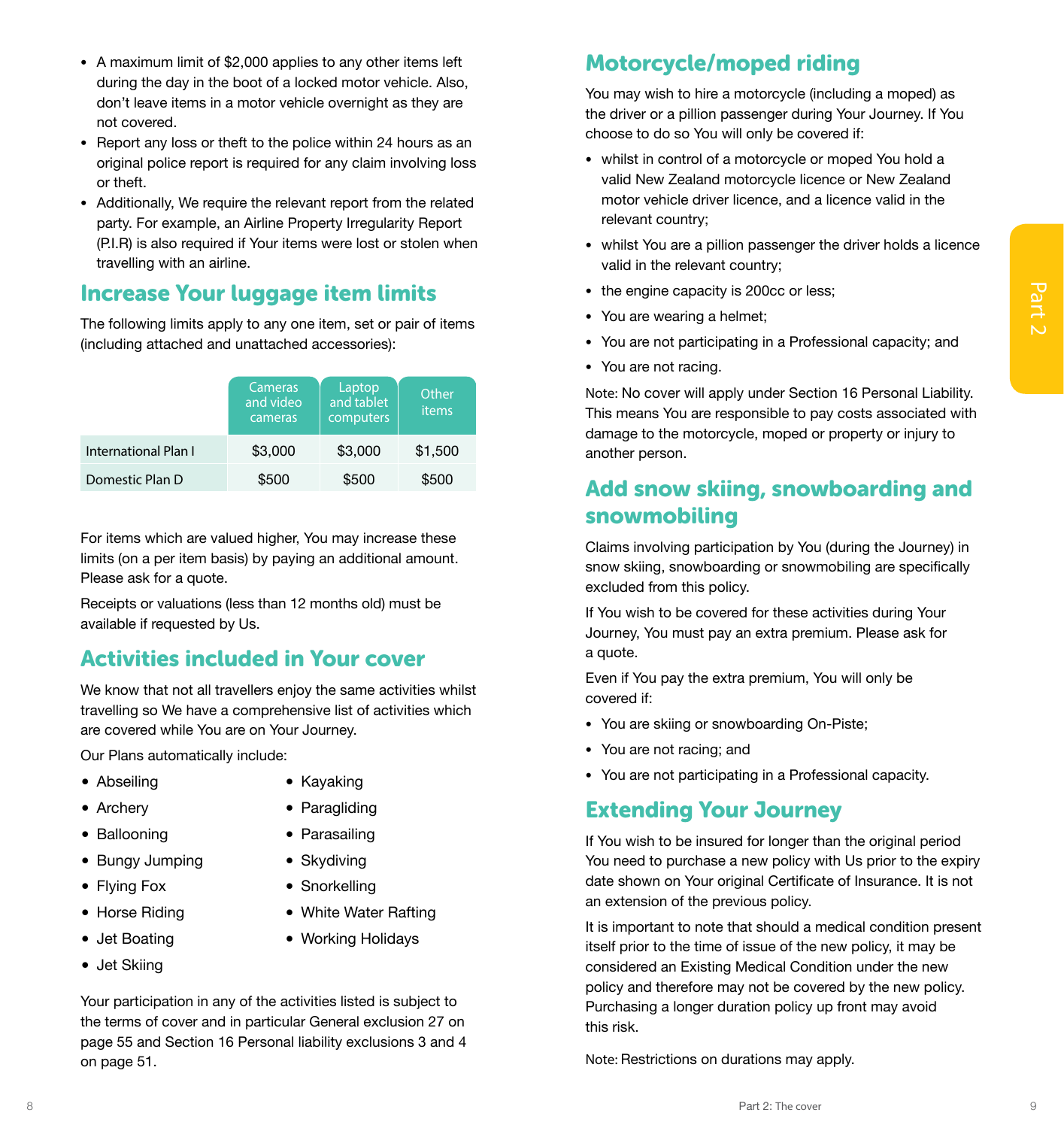- A maximum limit of $2,000 applies to any other items left during the day in the boot of a locked motor vehicle. Also, don't leave items in a motor vehicle overnight as they are not covered.
- Report any loss or theft to the police within 24 hours as an original police report is required for any claim involving loss or theft.
- Additionally, We require the relevant report from the related party. For example, an Airline Property Irregularity Report (P.I.R) is also required if Your items were lost or stolen when travelling with an airline.

## Increase Your luggage item limits

The following limits apply to any one item, set or pair of items (including attached and unattached accessories):

| | Cameras and video cameras | Laptop and tablet computers | Other items |
|---|---|---|---|
| International Plan I | $3,000 | $3,000 | $1,500 |
| Domestic Plan D | $500 | $500 | $500 |

For items which are valued higher, You may increase these limits (on a per item basis) by paying an additional amount. Please ask for a quote.

Receipts or valuations (less than 12 months old) must be available if requested by Us.

## Activities included in Your cover

We know that not all travellers enjoy the same activities whilst travelling so We have a comprehensive list of activities which are covered while You are on Your Journey.

Our Plans automatically include:

- Abseiling
- Archery
- Ballooning
- Bungy Jumping
- Flying Fox
- Horse Riding
- Jet Boating
- Jet Skiing
- Kayaking
- Paragliding
- Parasailing
- Skydiving
- Snorkelling
- White Water Rafting
- Working Holidays

Your participation in any of the activities listed is subject to the terms of cover and in particular General exclusion 27 on page 55 and Section 16 Personal liability exclusions 3 and 4 on page 51.

## Motorcycle/moped riding

You may wish to hire a motorcycle (including a moped) as the driver or a pillion passenger during Your Journey. If You choose to do so You will only be covered if:

- whilst in control of a motorcycle or moped You hold a valid New Zealand motorcycle licence or New Zealand motor vehicle driver licence, and a licence valid in the relevant country;
- whilst You are a pillion passenger the driver holds a licence valid in the relevant country;
- the engine capacity is 200cc or less;
- You are wearing a helmet;
- You are not participating in a Professional capacity; and
- You are not racing.

Note: No cover will apply under Section 16 Personal Liability. This means You are responsible to pay costs associated with damage to the motorcycle, moped or property or injury to another person.

## Add snow skiing, snowboarding and snowmobiling

Claims involving participation by You (during the Journey) in snow skiing, snowboarding or snowmobiling are specifically excluded from this policy.

If You wish to be covered for these activities during Your Journey, You must pay an extra premium. Please ask for a quote.

Even if You pay the extra premium, You will only be covered if:

- You are skiing or snowboarding On-Piste;
- You are not racing; and
- You are not participating in a Professional capacity.

## Extending Your Journey

If You wish to be insured for longer than the original period You need to purchase a new policy with Us prior to the expiry date shown on Your original Certificate of Insurance. It is not an extension of the previous policy.

It is important to note that should a medical condition present itself prior to the time of issue of the new policy, it may be considered an Existing Medical Condition under the new policy and therefore may not be covered by the new policy. Purchasing a longer duration policy up front may avoid this risk.

Note: Restrictions on durations may apply.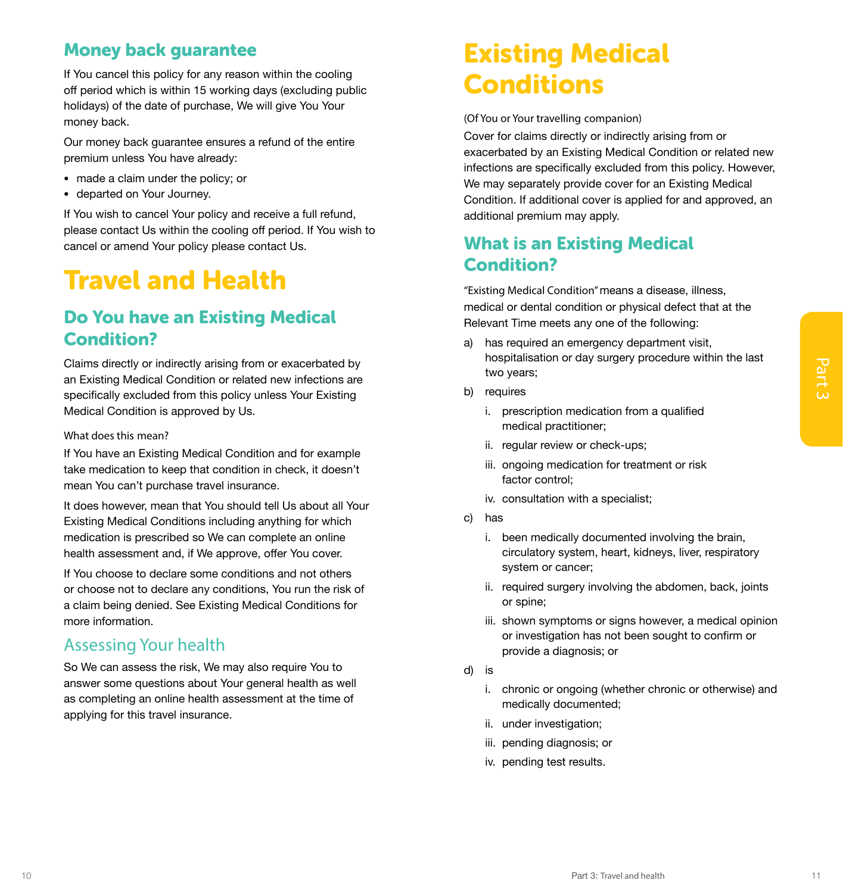## Money back guarantee

If You cancel this policy for any reason within the cooling off period which is within 15 working days (excluding public holidays) of the date of purchase, We will give You Your money back.

Our money back guarantee ensures a refund of the entire premium unless You have already:

- made a claim under the policy; or
- departed on Your Journey.

If You wish to cancel Your policy and receive a full refund, please contact Us within the cooling off period. If You wish to cancel or amend Your policy please contact Us.

# Travel and Health

## Do You have an Existing Medical Condition?

Claims directly or indirectly arising from or exacerbated by an Existing Medical Condition or related new infections are specifically excluded from this policy unless Your Existing Medical Condition is approved by Us.

What does this mean?

If You have an Existing Medical Condition and for example take medication to keep that condition in check, it doesn't mean You can't purchase travel insurance.

It does however, mean that You should tell Us about all Your Existing Medical Conditions including anything for which medication is prescribed so We can complete an online health assessment and, if We approve, offer You cover.

If You choose to declare some conditions and not others or choose not to declare any conditions, You run the risk of a claim being denied. See Existing Medical Conditions for more information.

### Assessing Your health

So We can assess the risk, We may also require You to answer some questions about Your general health as well as completing an online health assessment at the time of applying for this travel insurance.

# Existing Medical Conditions

(Of You or Your travelling companion)

Cover for claims directly or indirectly arising from or exacerbated by an Existing Medical Condition or related new infections are specifically excluded from this policy. However, We may separately provide cover for an Existing Medical Condition. If additional cover is applied for and approved, an additional premium may apply.

## What is an Existing Medical Condition?

"Existing Medical Condition" means a disease, illness, medical or dental condition or physical defect that at the Relevant Time meets any one of the following:

a) has required an emergency department visit, hospitalisation or day surgery procedure within the last two years;

b) requires
   - i. prescription medication from a qualified medical practitioner;
   - ii. regular review or check-ups;
   - iii. ongoing medication for treatment or risk factor control;
   - iv. consultation with a specialist;

c) has
   - i. been medically documented involving the brain, circulatory system, heart, kidneys, liver, respiratory system or cancer;
   - ii. required surgery involving the abdomen, back, joints or spine;
   - iii. shown symptoms or signs however, a medical opinion or investigation has not been sought to confirm or provide a diagnosis; or

d) is
   - i. chronic or ongoing (whether chronic or otherwise) and medically documented;
   - ii. under investigation;
   - iii. pending diagnosis; or
   - iv. pending test results.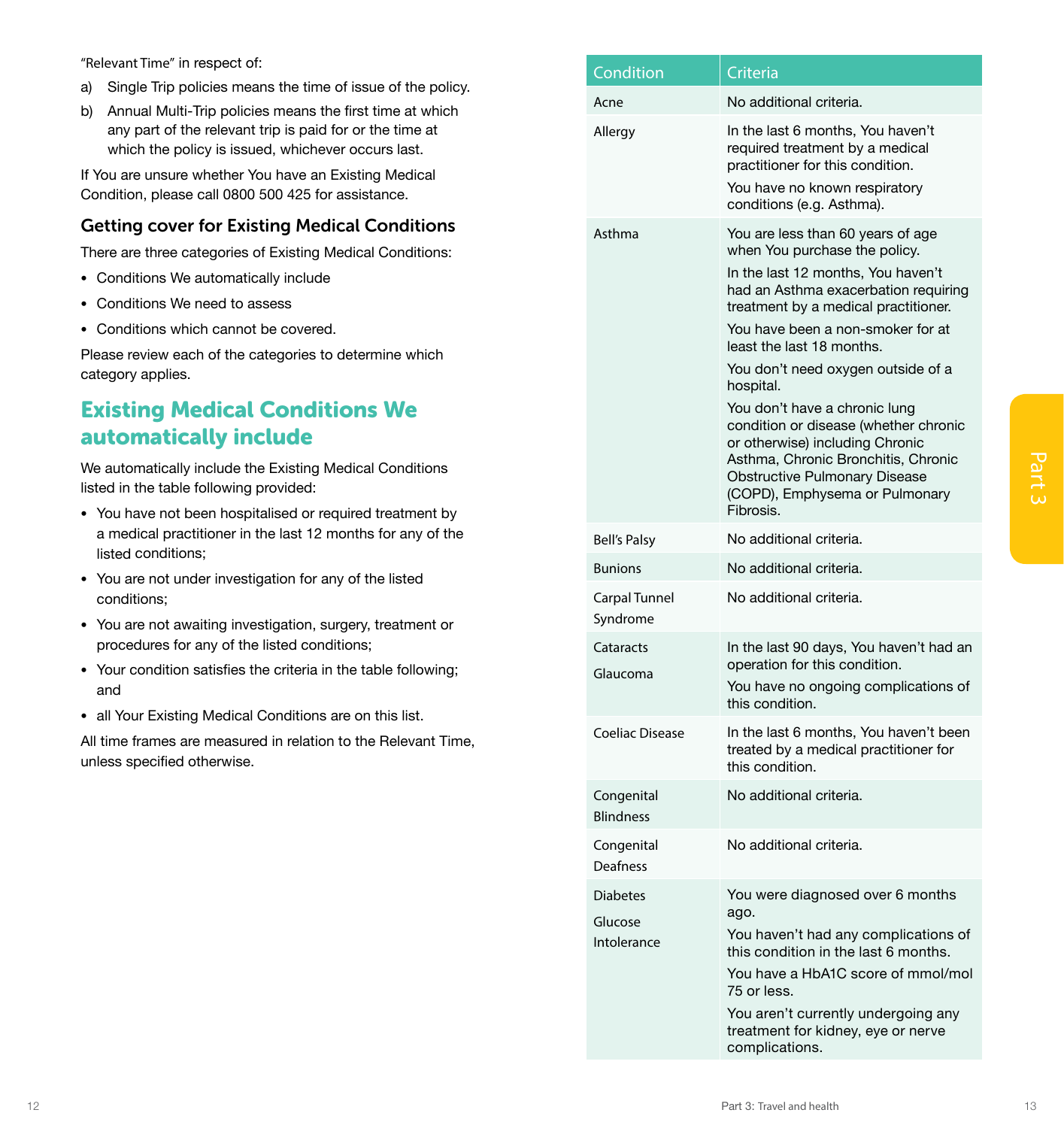"Relevant Time" in respect of:

a) Single Trip policies means the time of issue of the policy.

b) Annual Multi-Trip policies means the first time at which any part of the relevant trip is paid for or the time at which the policy is issued, whichever occurs last.

If You are unsure whether You have an Existing Medical Condition, please call 0800 500 425 for assistance.

### Getting cover for Existing Medical Conditions

There are three categories of Existing Medical Conditions:

- Conditions We automatically include
- Conditions We need to assess
- Conditions which cannot be covered.

Please review each of the categories to determine which category applies.

## Existing Medical Conditions We automatically include

We automatically include the Existing Medical Conditions listed in the table following provided:

- You have not been hospitalised or required treatment by a medical practitioner in the last 12 months for any of the listed conditions;
- You are not under investigation for any of the listed conditions;
- You are not awaiting investigation, surgery, treatment or procedures for any of the listed conditions;
- Your condition satisfies the criteria in the table following; and
- all Your Existing Medical Conditions are on this list.

All time frames are measured in relation to the Relevant Time, unless specified otherwise.

| Condition | Criteria |
|---|---|
| Acne | No additional criteria. |
| Allergy | In the last 6 months, You haven't required treatment by a medical practitioner for this condition.<br>You have no known respiratory conditions (e.g. Asthma). |
| Asthma | You are less than 60 years of age when You purchase the policy.<br>In the last 12 months, You haven't had an Asthma exacerbation requiring treatment by a medical practitioner.<br>You have been a non-smoker for at least the last 18 months.<br>You don't need oxygen outside of a hospital.<br>You don't have a chronic lung condition or disease (whether chronic or otherwise) including Chronic Asthma, Chronic Bronchitis, Chronic Obstructive Pulmonary Disease (COPD), Emphysema or Pulmonary Fibrosis. |
| Bell's Palsy | No additional criteria. |
| Bunions | No additional criteria. |
| Carpal Tunnel Syndrome | No additional criteria. |
| Cataracts<br>Glaucoma | In the last 90 days, You haven't had an operation for this condition.<br>You have no ongoing complications of this condition. |
| Coeliac Disease | In the last 6 months, You haven't been treated by a medical practitioner for this condition. |
| Congenital Blindness | No additional criteria. |
| Congenital Deafness | No additional criteria. |
| Diabetes<br>Glucose Intolerance | You were diagnosed over 6 months ago.<br>You haven't had any complications of this condition in the last 6 months.<br>You have a HbA1C score of mmol/mol 75 or less.<br>You aren't currently undergoing any treatment for kidney, eye or nerve complications. |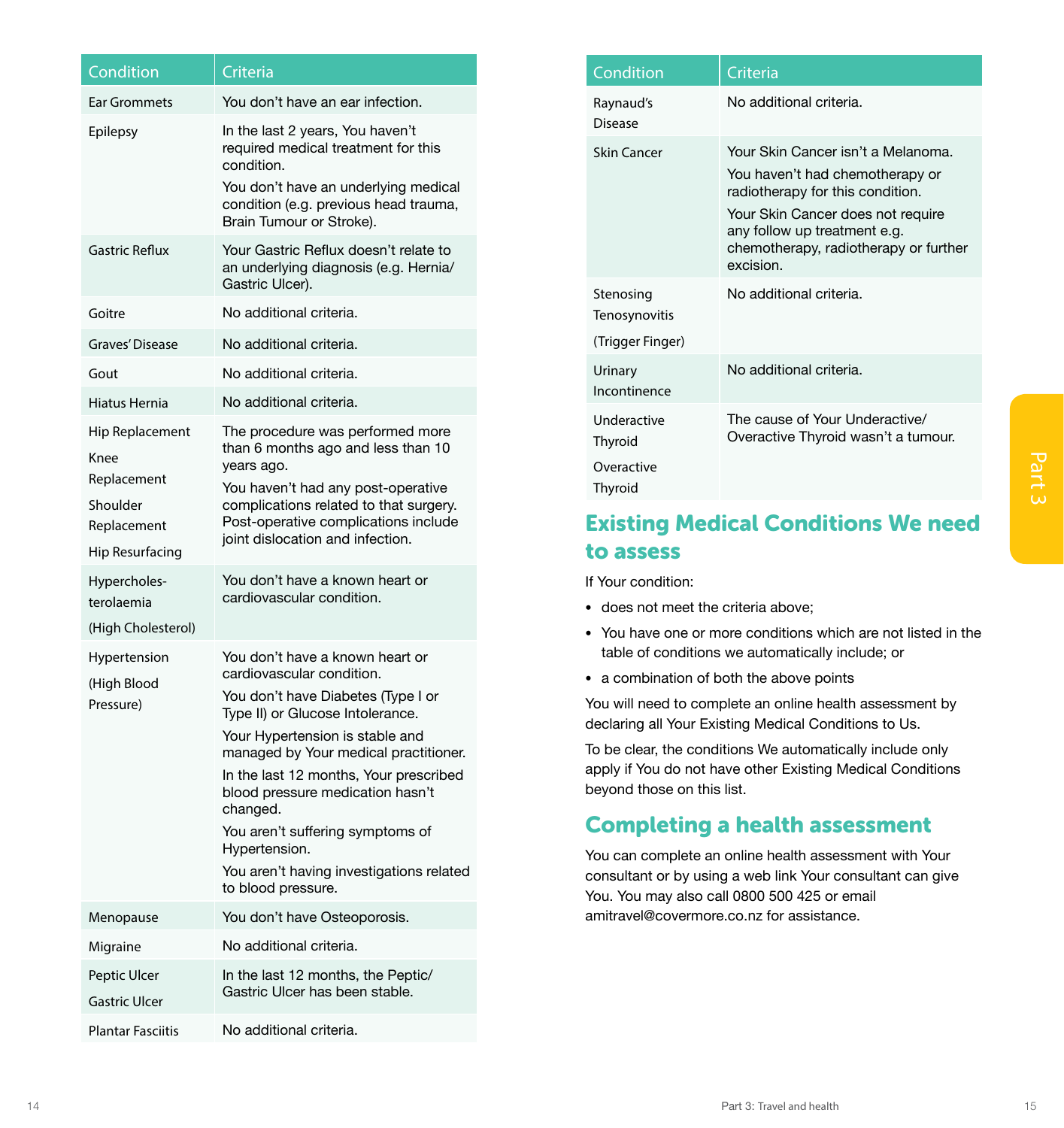| Condition | Criteria |
|---|---|
| Ear Grommets | You don't have an ear infection. |
| Epilepsy | In the last 2 years, You haven't required medical treatment for this condition. You don't have an underlying medical condition (e.g. previous head trauma, Brain Tumour or Stroke). |
| Gastric Reflux | Your Gastric Reflux doesn't relate to an underlying diagnosis (e.g. Hernia/ Gastric Ulcer). |
| Goitre | No additional criteria. |
| Graves' Disease | No additional criteria. |
| Gout | No additional criteria. |
| Hiatus Hernia | No additional criteria. |
| Hip Replacement<br>Knee Replacement<br>Shoulder Replacement<br>Hip Resurfacing | The procedure was performed more than 6 months ago and less than 10 years ago. You haven't had any post-operative complications related to that surgery. Post-operative complications include joint dislocation and infection. |
| Hypercholes-terolaemia (High Cholesterol) | You don't have a known heart or cardiovascular condition. |
| Hypertension (High Blood Pressure) | You don't have a known heart or cardiovascular condition. You don't have Diabetes (Type I or Type II) or Glucose Intolerance. Your Hypertension is stable and managed by Your medical practitioner. In the last 12 months, Your prescribed blood pressure medication hasn't changed. You aren't suffering symptoms of Hypertension. You aren't having investigations related to blood pressure. |
| Menopause | You don't have Osteoporosis. |
| Migraine | No additional criteria. |
| Peptic Ulcer<br>Gastric Ulcer | In the last 12 months, the Peptic/ Gastric Ulcer has been stable. |
| Plantar Fasciitis | No additional criteria. |
| Raynaud's Disease | No additional criteria. |
| Skin Cancer | Your Skin Cancer isn't a Melanoma. You haven't had chemotherapy or radiotherapy for this condition. Your Skin Cancer does not require any follow up treatment e.g. chemotherapy, radiotherapy or further excision. |
| Stenosing Tenosynovitis (Trigger Finger) | No additional criteria. |
| Urinary Incontinence | No additional criteria. |
| Underactive Thyroid<br>Overactive Thyroid | The cause of Your Underactive/ Overactive Thyroid wasn't a tumour. |

## Existing Medical Conditions We need to assess

If Your condition:

- does not meet the criteria above;
- You have one or more conditions which are not listed in the table of conditions we automatically include; or
- a combination of both the above points

You will need to complete an online health assessment by declaring all Your Existing Medical Conditions to Us.

To be clear, the conditions We automatically include only apply if You do not have other Existing Medical Conditions beyond those on this list.

## Completing a health assessment

You can complete an online health assessment with Your consultant or by using a web link Your consultant can give You. You may also call 0800 500 425 or email amitravel@covermore.co.nz for assistance.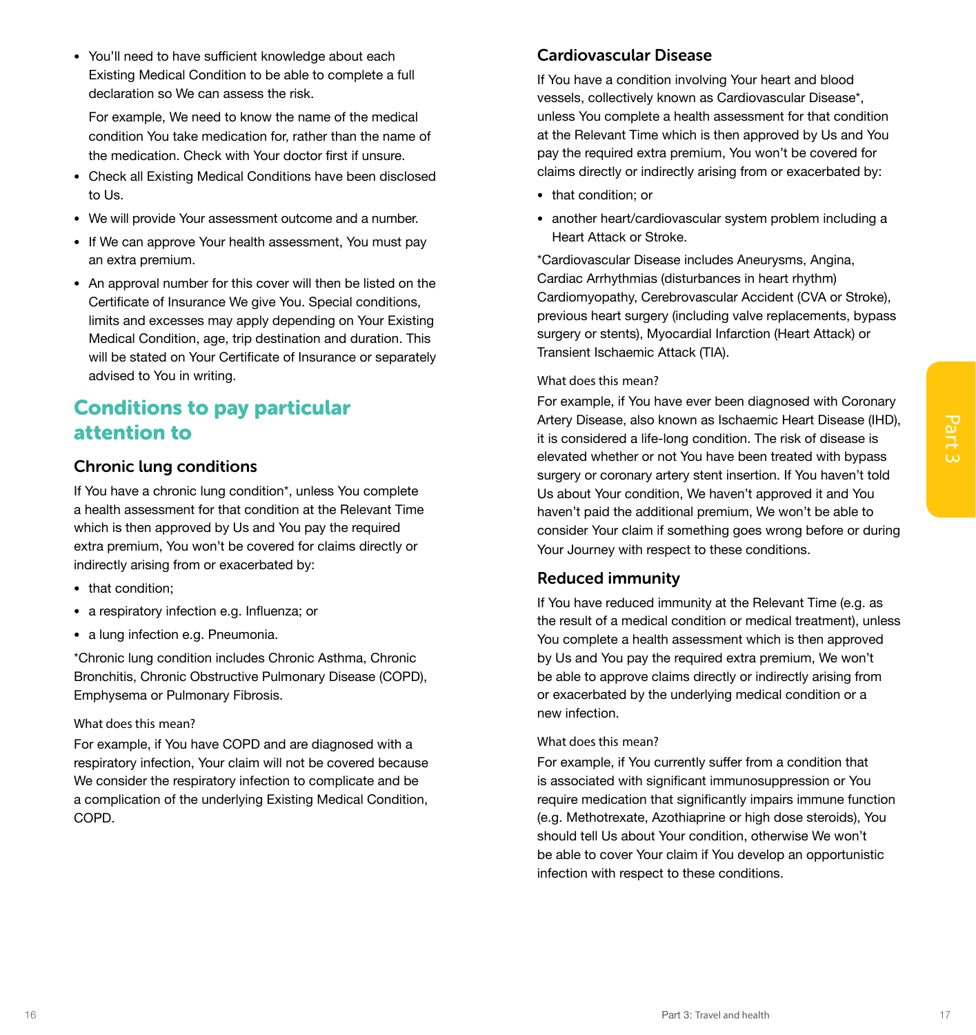- You'll need to have sufficient knowledge about each Existing Medical Condition to be able to complete a full declaration so We can assess the risk.

  For example, We need to know the name of the medical condition You take medication for, rather than the name of the medication. Check with Your doctor first if unsure.
- Check all Existing Medical Conditions have been disclosed to Us.
- We will provide Your assessment outcome and a number.
- If We can approve Your health assessment, You must pay an extra premium.
- An approval number for this cover will then be listed on the Certificate of Insurance We give You. Special conditions, limits and excesses may apply depending on Your Existing Medical Condition, age, trip destination and duration. This will be stated on Your Certificate of Insurance or separately advised to You in writing.

## Conditions to pay particular attention to

### Chronic lung conditions

If You have a chronic lung condition*, unless You complete a health assessment for that condition at the Relevant Time which is then approved by Us and You pay the required extra premium, You won't be covered for claims directly or indirectly arising from or exacerbated by:

- that condition;
- a respiratory infection e.g. Influenza; or
- a lung infection e.g. Pneumonia.

*Chronic lung condition includes Chronic Asthma, Chronic Bronchitis, Chronic Obstructive Pulmonary Disease (COPD), Emphysema or Pulmonary Fibrosis.

What does this mean?

For example, if You have COPD and are diagnosed with a respiratory infection, Your claim will not be covered because We consider the respiratory infection to complicate and be a complication of the underlying Existing Medical Condition, COPD.

### Cardiovascular Disease

If You have a condition involving Your heart and blood vessels, collectively known as Cardiovascular Disease*, unless You complete a health assessment for that condition at the Relevant Time which is then approved by Us and You pay the required extra premium, You won't be covered for claims directly or indirectly arising from or exacerbated by:

- that condition; or
- another heart/cardiovascular system problem including a Heart Attack or Stroke.

*Cardiovascular Disease includes Aneurysms, Angina, Cardiac Arrhythmias (disturbances in heart rhythm) Cardiomyopathy, Cerebrovascular Accident (CVA or Stroke), previous heart surgery (including valve replacements, bypass surgery or stents), Myocardial Infarction (Heart Attack) or Transient Ischaemic Attack (TIA).

What does this mean?

For example, if You have ever been diagnosed with Coronary Artery Disease, also known as Ischaemic Heart Disease (IHD), it is considered a life-long condition. The risk of disease is elevated whether or not You have been treated with bypass surgery or coronary artery stent insertion. If You haven't told Us about Your condition, We haven't approved it and You haven't paid the additional premium, We won't be able to consider Your claim if something goes wrong before or during Your Journey with respect to these conditions.

### Reduced immunity

If You have reduced immunity at the Relevant Time (e.g. as the result of a medical condition or medical treatment), unless You complete a health assessment which is then approved by Us and You pay the required extra premium, We won't be able to approve claims directly or indirectly arising from or exacerbated by the underlying medical condition or a new infection.

What does this mean?

For example, if You currently suffer from a condition that is associated with significant immunosuppression or You require medication that significantly impairs immune function (e.g. Methotrexate, Azothiaprine or high dose steroids), You should tell Us about Your condition, otherwise We won't be able to cover Your claim if You develop an opportunistic infection with respect to these conditions.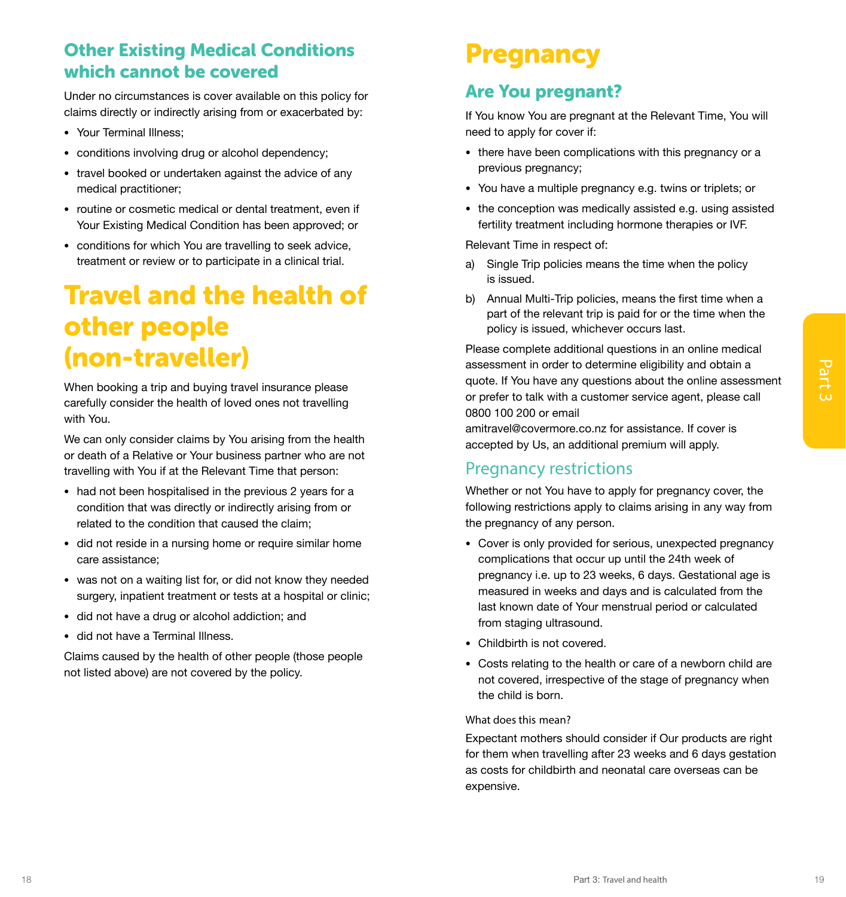## Other Existing Medical Conditions which cannot be covered

Under no circumstances is cover available on this policy for claims directly or indirectly arising from or exacerbated by:

- Your Terminal Illness;
- conditions involving drug or alcohol dependency;
- travel booked or undertaken against the advice of any medical practitioner;
- routine or cosmetic medical or dental treatment, even if Your Existing Medical Condition has been approved; or
- conditions for which You are travelling to seek advice, treatment or review or to participate in a clinical trial.

# Travel and the health of other people (non-traveller)

When booking a trip and buying travel insurance please carefully consider the health of loved ones not travelling with You.

We can only consider claims by You arising from the health or death of a Relative or Your business partner who are not travelling with You if at the Relevant Time that person:

- had not been hospitalised in the previous 2 years for a condition that was directly or indirectly arising from or related to the condition that caused the claim;
- did not reside in a nursing home or require similar home care assistance;
- was not on a waiting list for, or did not know they needed surgery, inpatient treatment or tests at a hospital or clinic;
- did not have a drug or alcohol addiction; and
- did not have a Terminal Illness.

Claims caused by the health of other people (those people not listed above) are not covered by the policy.

# Pregnancy

## Are You pregnant?

If You know You are pregnant at the Relevant Time, You will need to apply for cover if:

- there have been complications with this pregnancy or a previous pregnancy;
- You have a multiple pregnancy e.g. twins or triplets; or
- the conception was medically assisted e.g. using assisted fertility treatment including hormone therapies or IVF.

Relevant Time in respect of:

a) Single Trip policies means the time when the policy is issued.

b) Annual Multi-Trip policies, means the first time when a part of the relevant trip is paid for or the time when the policy is issued, whichever occurs last.

Please complete additional questions in an online medical assessment in order to determine eligibility and obtain a quote. If You have any questions about the online assessment or prefer to talk with a customer service agent, please call 0800 100 200 or email amitravel@covermore.co.nz for assistance. If cover is accepted by Us, an additional premium will apply.

### Pregnancy restrictions

Whether or not You have to apply for pregnancy cover, the following restrictions apply to claims arising in any way from the pregnancy of any person.

- Cover is only provided for serious, unexpected pregnancy complications that occur up until the 24th week of pregnancy i.e. up to 23 weeks, 6 days. Gestational age is measured in weeks and days and is calculated from the last known date of Your menstrual period or calculated from staging ultrasound.
- Childbirth is not covered.
- Costs relating to the health or care of a newborn child are not covered, irrespective of the stage of pregnancy when the child is born.

What does this mean?

Expectant mothers should consider if Our products are right for them when travelling after 23 weeks and 6 days gestation as costs for childbirth and neonatal care overseas can be expensive.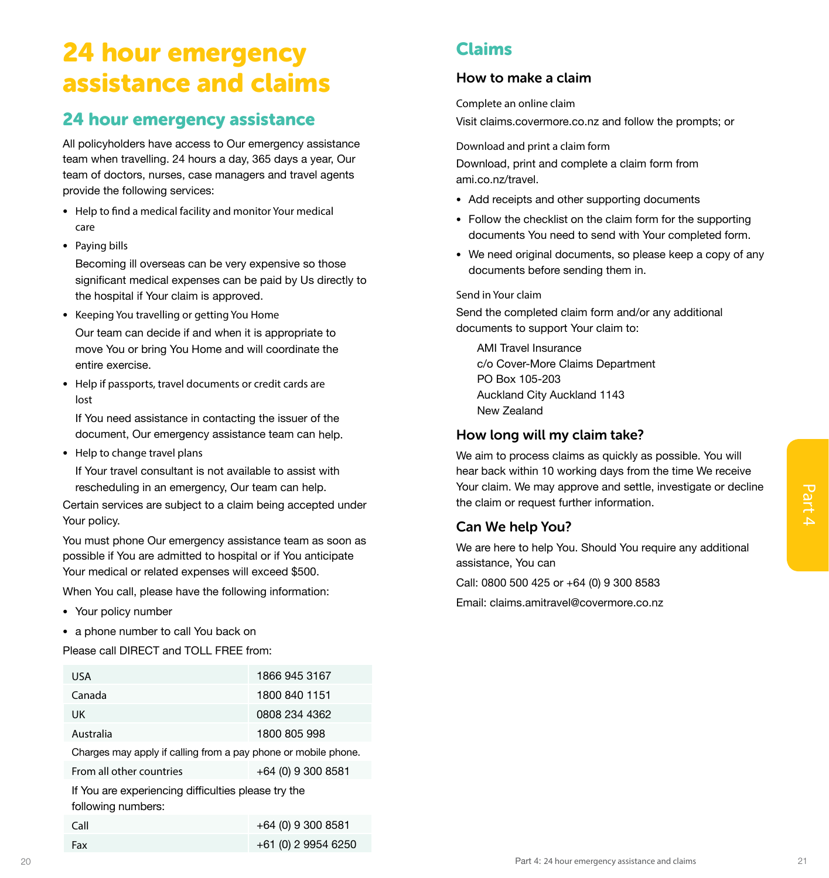# 24 hour emergency assistance and claims

## 24 hour emergency assistance

All policyholders have access to Our emergency assistance team when travelling. 24 hours a day, 365 days a year, Our team of doctors, nurses, case managers and travel agents provide the following services:

- Help to find a medical facility and monitor Your medical care
- Paying bills

  Becoming ill overseas can be very expensive so those significant medical expenses can be paid by Us directly to the hospital if Your claim is approved.
- Keeping You travelling or getting You Home

  Our team can decide if and when it is appropriate to move You or bring You Home and will coordinate the entire exercise.
- Help if passports, travel documents or credit cards are lost

  If You need assistance in contacting the issuer of the document, Our emergency assistance team can help.
- Help to change travel plans

  If Your travel consultant is not available to assist with rescheduling in an emergency, Our team can help.

Certain services are subject to a claim being accepted under Your policy.

You must phone Our emergency assistance team as soon as possible if You are admitted to hospital or if You anticipate Your medical or related expenses will exceed $500.

When You call, please have the following information:

- Your policy number
- a phone number to call You back on

Please call DIRECT and TOLL FREE from:

| | |
|---|---|
| USA | 1866 945 3167 |
| Canada | 1800 840 1151 |
| UK | 0808 234 4362 |
| Australia | 1800 805 998 |
| Charges may apply if calling from a pay phone or mobile phone. | |
| From all other countries | +64 (0) 9 300 8581 |
| If You are experiencing difficulties please try the following numbers: | |
| Call | +64 (0) 9 300 8581 |
| Fax | +61 (0) 2 9954 6250 |

## Claims

### How to make a claim

Complete an online claim

Visit claims.covermore.co.nz and follow the prompts; or

Download and print a claim form

Download, print and complete a claim form from ami.co.nz/travel.

- Add receipts and other supporting documents
- Follow the checklist on the claim form for the supporting documents You need to send with Your completed form.
- We need original documents, so please keep a copy of any documents before sending them in.

Send in Your claim

Send the completed claim form and/or any additional documents to support Your claim to:

AMI Travel Insurance
c/o Cover-More Claims Department
PO Box 105-203
Auckland City Auckland 1143
New Zealand

### How long will my claim take?

We aim to process claims as quickly as possible. You will hear back within 10 working days from the time We receive Your claim. We may approve and settle, investigate or decline the claim or request further information.

### Can We help You?

We are here to help You. Should You require any additional assistance, You can

Call: 0800 500 425 or +64 (0) 9 300 8583

Email: claims.amitravel@covermore.co.nz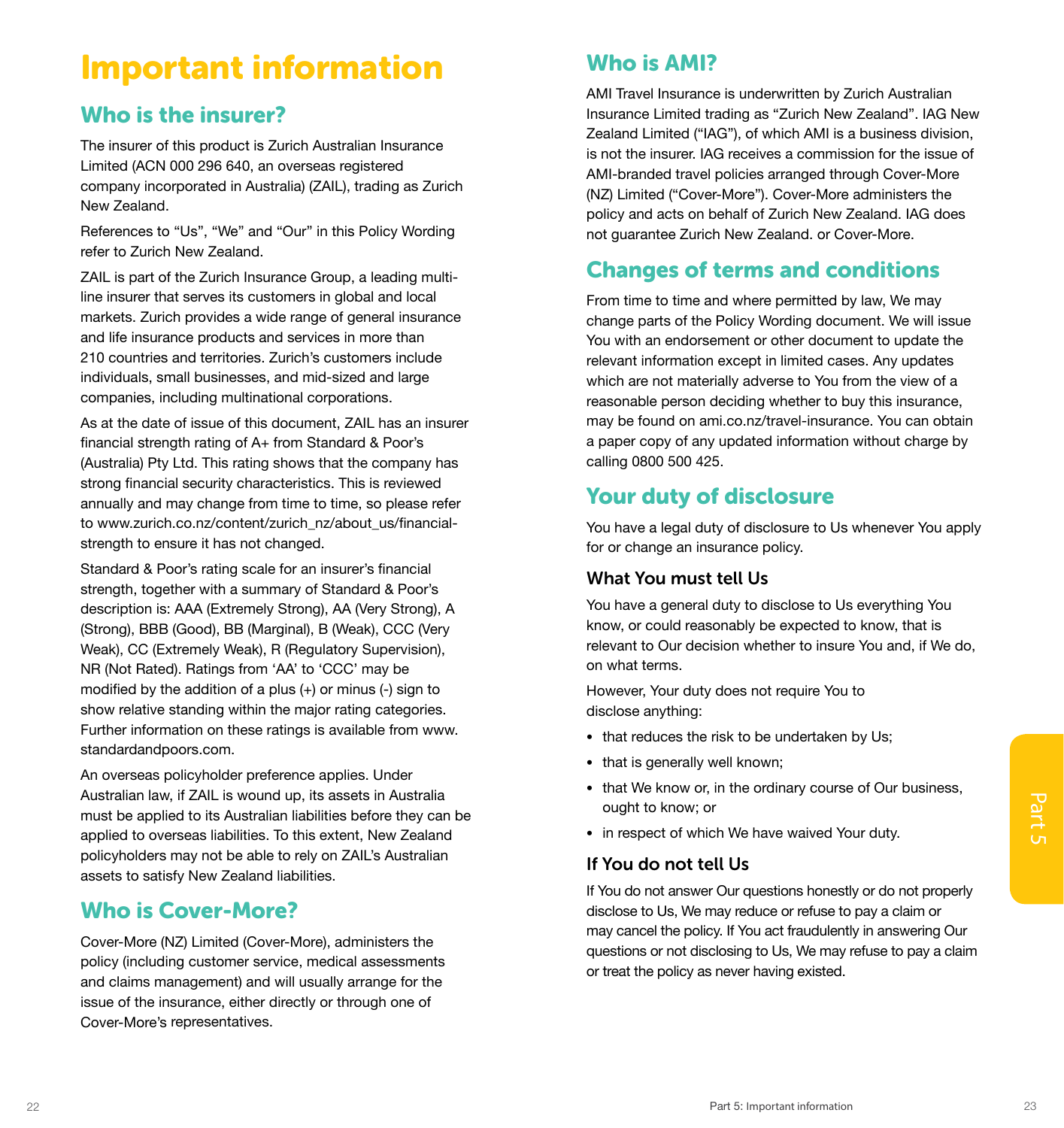# Important information

## Who is the insurer?

The insurer of this product is Zurich Australian Insurance Limited (ACN 000 296 640, an overseas registered company incorporated in Australia) (ZAIL), trading as Zurich New Zealand.

References to "Us", "We" and "Our" in this Policy Wording refer to Zurich New Zealand.

ZAIL is part of the Zurich Insurance Group, a leading multi-line insurer that serves its customers in global and local markets. Zurich provides a wide range of general insurance and life insurance products and services in more than 210 countries and territories. Zurich's customers include individuals, small businesses, and mid-sized and large companies, including multinational corporations.

As at the date of issue of this document, ZAIL has an insurer financial strength rating of A+ from Standard & Poor's (Australia) Pty Ltd. This rating shows that the company has strong financial security characteristics. This is reviewed annually and may change from time to time, so please refer to www.zurich.co.nz/content/zurich_nz/about_us/financial-strength to ensure it has not changed.

Standard & Poor's rating scale for an insurer's financial strength, together with a summary of Standard & Poor's description is: AAA (Extremely Strong), AA (Very Strong), A (Strong), BBB (Good), BB (Marginal), B (Weak), CCC (Very Weak), CC (Extremely Weak), R (Regulatory Supervision), NR (Not Rated). Ratings from 'AA' to 'CCC' may be modified by the addition of a plus (+) or minus (-) sign to show relative standing within the major rating categories. Further information on these ratings is available from www.standardandpoors.com.

An overseas policyholder preference applies. Under Australian law, if ZAIL is wound up, its assets in Australia must be applied to its Australian liabilities before they can be applied to overseas liabilities. To this extent, New Zealand policyholders may not be able to rely on ZAIL's Australian assets to satisfy New Zealand liabilities.

## Who is Cover-More?

Cover-More (NZ) Limited (Cover-More), administers the policy (including customer service, medical assessments and claims management) and will usually arrange for the issue of the insurance, either directly or through one of Cover-More's representatives.

## Who is AMI?

AMI Travel Insurance is underwritten by Zurich Australian Insurance Limited trading as "Zurich New Zealand". IAG New Zealand Limited ("IAG"), of which AMI is a business division, is not the insurer. IAG receives a commission for the issue of AMI-branded travel policies arranged through Cover-More (NZ) Limited ("Cover-More"). Cover-More administers the policy and acts on behalf of Zurich New Zealand. IAG does not guarantee Zurich New Zealand. or Cover-More.

## Changes of terms and conditions

From time to time and where permitted by law, We may change parts of the Policy Wording document. We will issue You with an endorsement or other document to update the relevant information except in limited cases. Any updates which are not materially adverse to You from the view of a reasonable person deciding whether to buy this insurance, may be found on ami.co.nz/travel-insurance. You can obtain a paper copy of any updated information without charge by calling 0800 500 425.

## Your duty of disclosure

You have a legal duty of disclosure to Us whenever You apply for or change an insurance policy.

### What You must tell Us

You have a general duty to disclose to Us everything You know, or could reasonably be expected to know, that is relevant to Our decision whether to insure You and, if We do, on what terms.

However, Your duty does not require You to disclose anything:

- that reduces the risk to be undertaken by Us;
- that is generally well known;
- that We know or, in the ordinary course of Our business, ought to know; or
- in respect of which We have waived Your duty.

### If You do not tell Us

If You do not answer Our questions honestly or do not properly disclose to Us, We may reduce or refuse to pay a claim or may cancel the policy. If You act fraudulently in answering Our questions or not disclosing to Us, We may refuse to pay a claim or treat the policy as never having existed.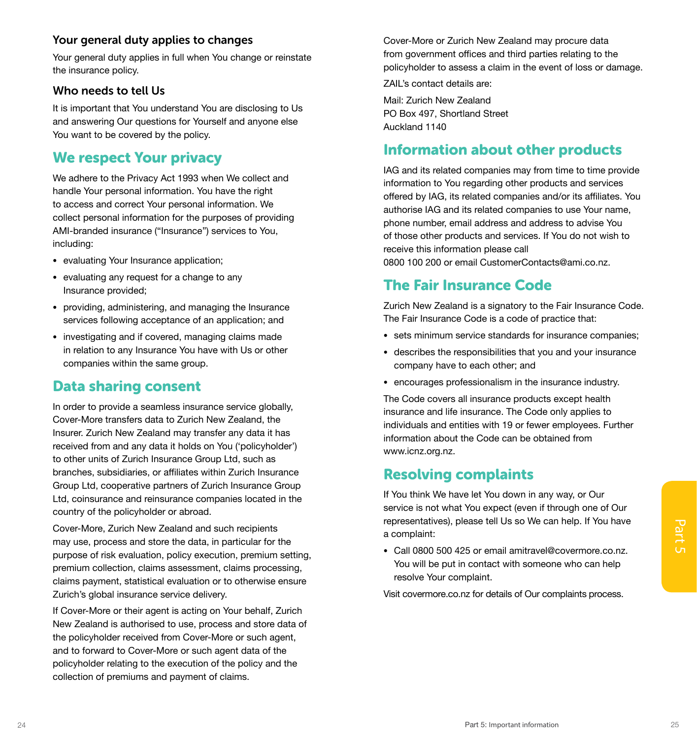### Your general duty applies to changes

Your general duty applies in full when You change or reinstate the insurance policy.

### Who needs to tell Us

It is important that You understand You are disclosing to Us and answering Our questions for Yourself and anyone else You want to be covered by the policy.

## We respect Your privacy

We adhere to the Privacy Act 1993 when We collect and handle Your personal information. You have the right to access and correct Your personal information. We collect personal information for the purposes of providing AMI-branded insurance ("Insurance") services to You, including:

- evaluating Your Insurance application;
- evaluating any request for a change to any Insurance provided;
- providing, administering, and managing the Insurance services following acceptance of an application; and
- investigating and if covered, managing claims made in relation to any Insurance You have with Us or other companies within the same group.

## Data sharing consent

In order to provide a seamless insurance service globally, Cover-More transfers data to Zurich New Zealand, the Insurer. Zurich New Zealand may transfer any data it has received from and any data it holds on You ('policyholder') to other units of Zurich Insurance Group Ltd, such as branches, subsidiaries, or affiliates within Zurich Insurance Group Ltd, cooperative partners of Zurich Insurance Group Ltd, coinsurance and reinsurance companies located in the country of the policyholder or abroad.

Cover-More, Zurich New Zealand and such recipients may use, process and store the data, in particular for the purpose of risk evaluation, policy execution, premium setting, premium collection, claims assessment, claims processing, claims payment, statistical evaluation or to otherwise ensure Zurich's global insurance service delivery.

If Cover-More or their agent is acting on Your behalf, Zurich New Zealand is authorised to use, process and store data of the policyholder received from Cover-More or such agent, and to forward to Cover-More or such agent data of the policyholder relating to the execution of the policy and the collection of premiums and payment of claims.

Cover-More or Zurich New Zealand may procure data from government offices and third parties relating to the policyholder to assess a claim in the event of loss or damage.

ZAIL's contact details are:

Mail: Zurich New Zealand
PO Box 497, Shortland Street
Auckland 1140

## Information about other products

IAG and its related companies may from time to time provide information to You regarding other products and services offered by IAG, its related companies and/or its affiliates. You authorise IAG and its related companies to use Your name, phone number, email address and address to advise You of those other products and services. If You do not wish to receive this information please call 0800 100 200 or email CustomerContacts@ami.co.nz.

## The Fair Insurance Code

Zurich New Zealand is a signatory to the Fair Insurance Code. The Fair Insurance Code is a code of practice that:

- sets minimum service standards for insurance companies;
- describes the responsibilities that you and your insurance company have to each other; and
- encourages professionalism in the insurance industry.

The Code covers all insurance products except health insurance and life insurance. The Code only applies to individuals and entities with 19 or fewer employees. Further information about the Code can be obtained from www.icnz.org.nz.

## Resolving complaints

If You think We have let You down in any way, or Our service is not what You expect (even if through one of Our representatives), please tell Us so We can help. If You have a complaint:

- Call 0800 500 425 or email amitravel@covermore.co.nz. You will be put in contact with someone who can help resolve Your complaint.

Visit covermore.co.nz for details of Our complaints process.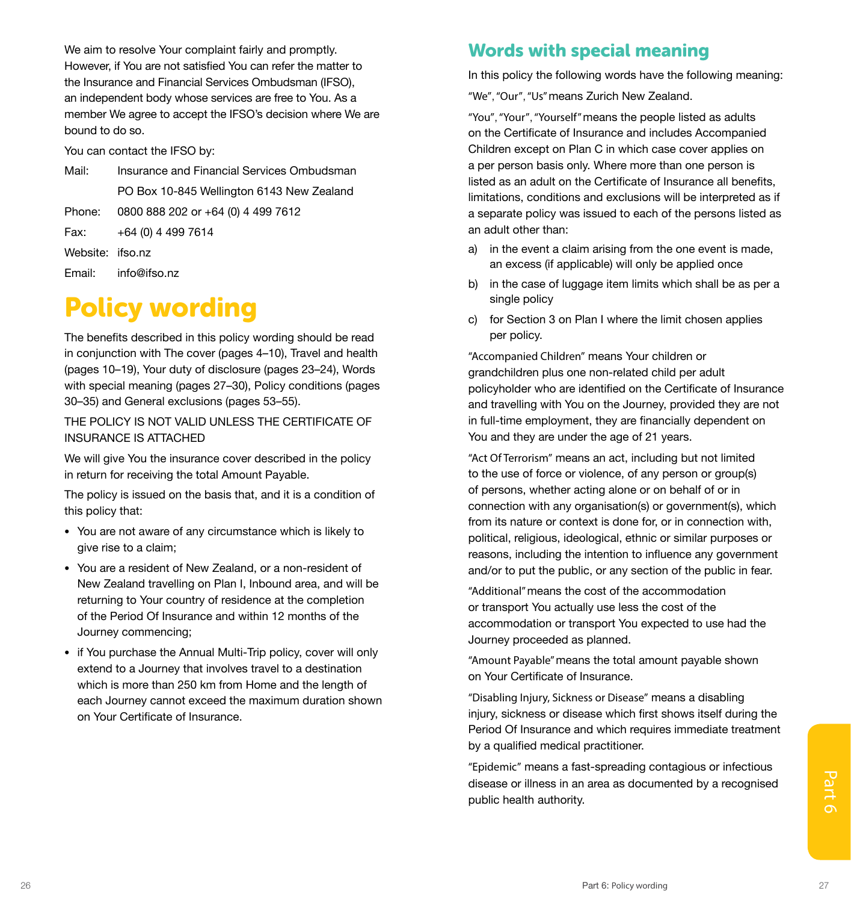We aim to resolve Your complaint fairly and promptly. However, if You are not satisfied You can refer the matter to the Insurance and Financial Services Ombudsman (IFSO), an independent body whose services are free to You. As a member We agree to accept the IFSO's decision where We are bound to do so.

You can contact the IFSO by:

| | |
|---|---|
| Mail: | Insurance and Financial Services Ombudsman |
| | PO Box 10-845 Wellington 6143 New Zealand |
| Phone: | 0800 888 202 or +64 (0) 4 499 7612 |
| Fax: | +64 (0) 4 499 7614 |
| Website: | ifso.nz |
| Email: | info@ifso.nz |

# Policy wording

The benefits described in this policy wording should be read in conjunction with The cover (pages 4–10), Travel and health (pages 10–19), Your duty of disclosure (pages 23–24), Words with special meaning (pages 27–30), Policy conditions (pages 30–35) and General exclusions (pages 53–55).

THE POLICY IS NOT VALID UNLESS THE CERTIFICATE OF INSURANCE IS ATTACHED

We will give You the insurance cover described in the policy in return for receiving the total Amount Payable.

The policy is issued on the basis that, and it is a condition of this policy that:

- You are not aware of any circumstance which is likely to give rise to a claim;
- You are a resident of New Zealand, or a non-resident of New Zealand travelling on Plan I, Inbound area, and will be returning to Your country of residence at the completion of the Period Of Insurance and within 12 months of the Journey commencing;
- if You purchase the Annual Multi-Trip policy, cover will only extend to a Journey that involves travel to a destination which is more than 250 km from Home and the length of each Journey cannot exceed the maximum duration shown on Your Certificate of Insurance.

## Words with special meaning

In this policy the following words have the following meaning:

"We", "Our", "Us" means Zurich New Zealand.

"You", "Your", "Yourself" means the people listed as adults on the Certificate of Insurance and includes Accompanied Children except on Plan C in which case cover applies on a per person basis only. Where more than one person is listed as an adult on the Certificate of Insurance all benefits, limitations, conditions and exclusions will be interpreted as if a separate policy was issued to each of the persons listed as an adult other than:

a) in the event a claim arising from the one event is made, an excess (if applicable) will only be applied once

b) in the case of luggage item limits which shall be as per a single policy

c) for Section 3 on Plan I where the limit chosen applies per policy.

"Accompanied Children" means Your children or grandchildren plus one non-related child per adult policyholder who are identified on the Certificate of Insurance and travelling with You on the Journey, provided they are not in full-time employment, they are financially dependent on You and they are under the age of 21 years.

"Act Of Terrorism" means an act, including but not limited to the use of force or violence, of any person or group(s) of persons, whether acting alone or on behalf of or in connection with any organisation(s) or government(s), which from its nature or context is done for, or in connection with, political, religious, ideological, ethnic or similar purposes or reasons, including the intention to influence any government and/or to put the public, or any section of the public in fear.

"Additional" means the cost of the accommodation or transport You actually use less the cost of the accommodation or transport You expected to use had the Journey proceeded as planned.

"Amount Payable" means the total amount payable shown on Your Certificate of Insurance.

"Disabling Injury, Sickness or Disease" means a disabling injury, sickness or disease which first shows itself during the Period Of Insurance and which requires immediate treatment by a qualified medical practitioner.

"Epidemic" means a fast-spreading contagious or infectious disease or illness in an area as documented by a recognised public health authority.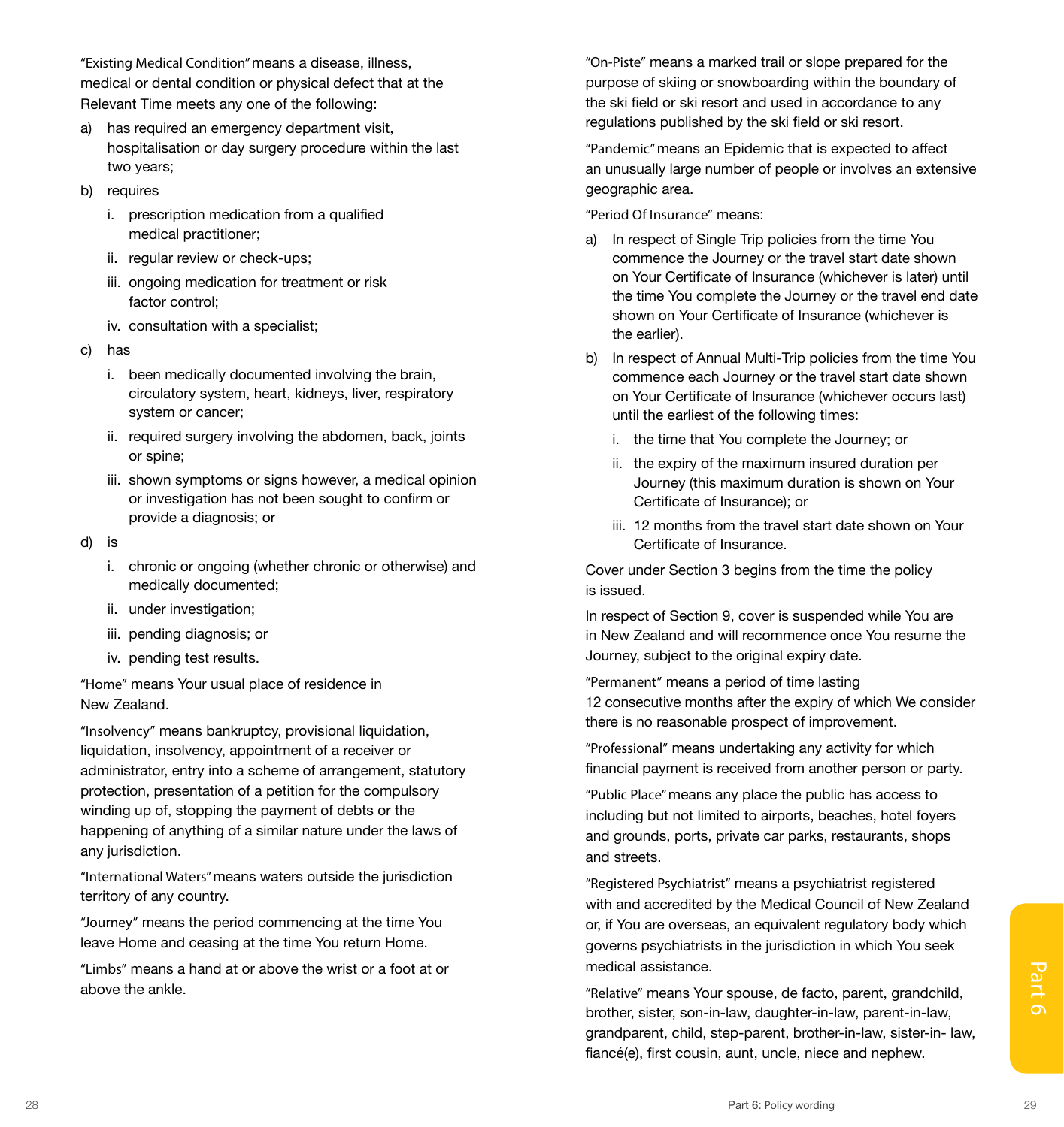"Existing Medical Condition" means a disease, illness, medical or dental condition or physical defect that at the Relevant Time meets any one of the following:

a) has required an emergency department visit, hospitalisation or day surgery procedure within the last two years;

b) requires

   i. prescription medication from a qualified medical practitioner;

   ii. regular review or check-ups;

   iii. ongoing medication for treatment or risk factor control;

   iv. consultation with a specialist;

c) has

   i. been medically documented involving the brain, circulatory system, heart, kidneys, liver, respiratory system or cancer;

   ii. required surgery involving the abdomen, back, joints or spine;

   iii. shown symptoms or signs however, a medical opinion or investigation has not been sought to confirm or provide a diagnosis; or

d) is

   i. chronic or ongoing (whether chronic or otherwise) and medically documented;

   ii. under investigation;

   iii. pending diagnosis; or

   iv. pending test results.

"Home" means Your usual place of residence in New Zealand.

"Insolvency" means bankruptcy, provisional liquidation, liquidation, insolvency, appointment of a receiver or administrator, entry into a scheme of arrangement, statutory protection, presentation of a petition for the compulsory winding up of, stopping the payment of debts or the happening of anything of a similar nature under the laws of any jurisdiction.

"International Waters" means waters outside the jurisdiction territory of any country.

"Journey" means the period commencing at the time You leave Home and ceasing at the time You return Home.

"Limbs" means a hand at or above the wrist or a foot at or above the ankle.

"On-Piste" means a marked trail or slope prepared for the purpose of skiing or snowboarding within the boundary of the ski field or ski resort and used in accordance to any regulations published by the ski field or ski resort.

"Pandemic" means an Epidemic that is expected to affect an unusually large number of people or involves an extensive geographic area.

"Period Of Insurance" means:

a) In respect of Single Trip policies from the time You commence the Journey or the travel start date shown on Your Certificate of Insurance (whichever is later) until the time You complete the Journey or the travel end date shown on Your Certificate of Insurance (whichever is the earlier).

b) In respect of Annual Multi-Trip policies from the time You commence each Journey or the travel start date shown on Your Certificate of Insurance (whichever occurs last) until the earliest of the following times:

   i. the time that You complete the Journey; or

   ii. the expiry of the maximum insured duration per Journey (this maximum duration is shown on Your Certificate of Insurance); or

   iii. 12 months from the travel start date shown on Your Certificate of Insurance.

Cover under Section 3 begins from the time the policy is issued.

In respect of Section 9, cover is suspended while You are in New Zealand and will recommence once You resume the Journey, subject to the original expiry date.

"Permanent" means a period of time lasting 12 consecutive months after the expiry of which We consider there is no reasonable prospect of improvement.

"Professional" means undertaking any activity for which financial payment is received from another person or party.

"Public Place" means any place the public has access to including but not limited to airports, beaches, hotel foyers and grounds, ports, private car parks, restaurants, shops and streets.

"Registered Psychiatrist" means a psychiatrist registered with and accredited by the Medical Council of New Zealand or, if You are overseas, an equivalent regulatory body which governs psychiatrists in the jurisdiction in which You seek medical assistance.

"Relative" means Your spouse, de facto, parent, grandchild, brother, sister, son-in-law, daughter-in-law, parent-in-law, grandparent, child, step-parent, brother-in-law, sister-in- law, fiancé(e), first cousin, aunt, uncle, niece and nephew.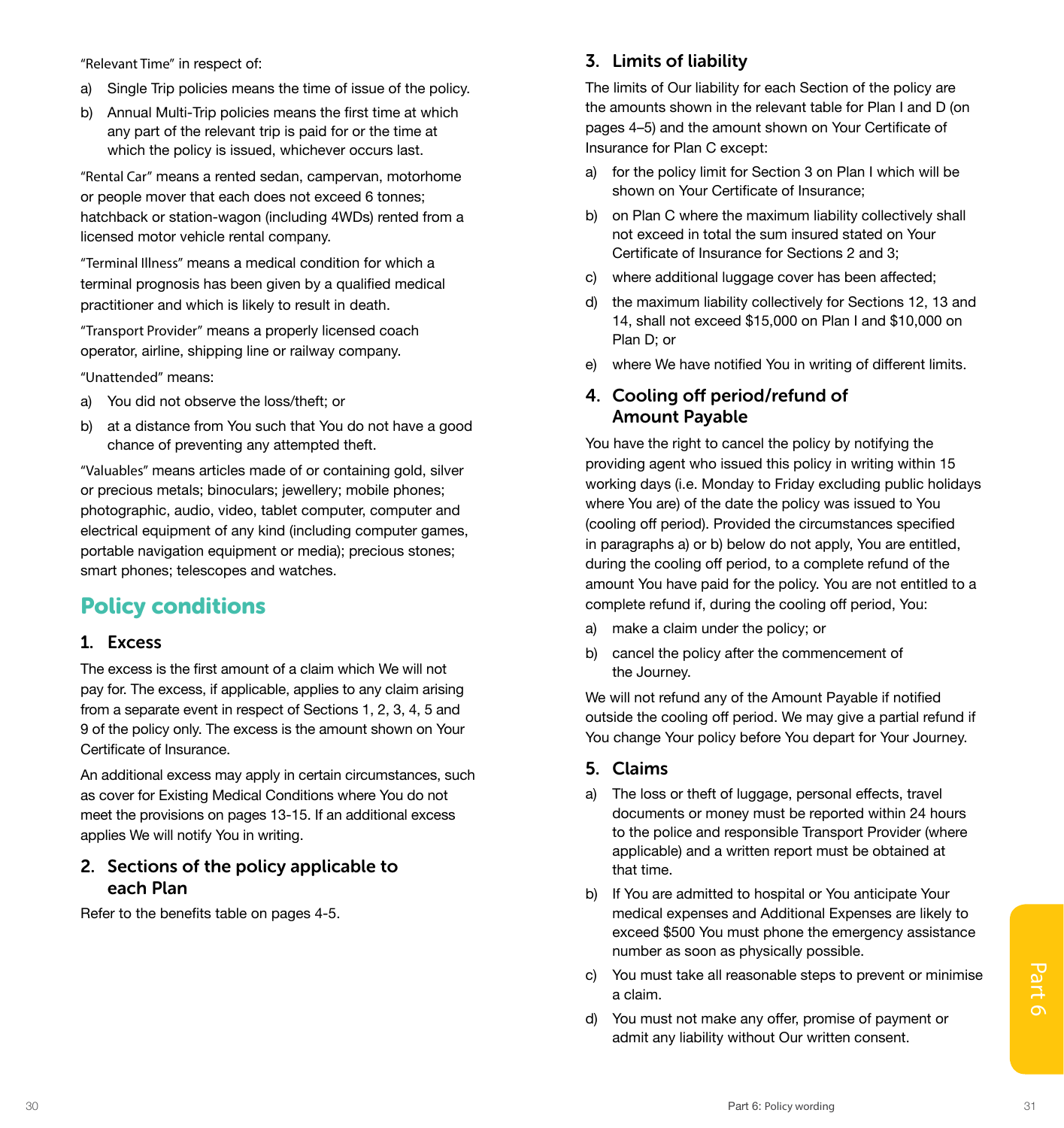"Relevant Time" in respect of:

a) Single Trip policies means the time of issue of the policy.

b) Annual Multi-Trip policies means the first time at which any part of the relevant trip is paid for or the time at which the policy is issued, whichever occurs last.

"Rental Car" means a rented sedan, campervan, motorhome or people mover that each does not exceed 6 tonnes; hatchback or station-wagon (including 4WDs) rented from a licensed motor vehicle rental company.

"Terminal Illness" means a medical condition for which a terminal prognosis has been given by a qualified medical practitioner and which is likely to result in death.

"Transport Provider" means a properly licensed coach operator, airline, shipping line or railway company.

"Unattended" means:

a) You did not observe the loss/theft; or

b) at a distance from You such that You do not have a good chance of preventing any attempted theft.

"Valuables" means articles made of or containing gold, silver or precious metals; binoculars; jewellery; mobile phones; photographic, audio, video, tablet computer, computer and electrical equipment of any kind (including computer games, portable navigation equipment or media); precious stones; smart phones; telescopes and watches.

# Policy conditions

## 1. Excess

The excess is the first amount of a claim which We will not pay for. The excess, if applicable, applies to any claim arising from a separate event in respect of Sections 1, 2, 3, 4, 5 and 9 of the policy only. The excess is the amount shown on Your Certificate of Insurance.

An additional excess may apply in certain circumstances, such as cover for Existing Medical Conditions where You do not meet the provisions on pages 13-15. If an additional excess applies We will notify You in writing.

## 2. Sections of the policy applicable to each Plan

Refer to the benefits table on pages 4-5.

## 3. Limits of liability

The limits of Our liability for each Section of the policy are the amounts shown in the relevant table for Plan I and D (on pages 4–5) and the amount shown on Your Certificate of Insurance for Plan C except:

a) for the policy limit for Section 3 on Plan I which will be shown on Your Certificate of Insurance;

b) on Plan C where the maximum liability collectively shall not exceed in total the sum insured stated on Your Certificate of Insurance for Sections 2 and 3;

c) where additional luggage cover has been affected;

d) the maximum liability collectively for Sections 12, 13 and 14, shall not exceed $15,000 on Plan I and $10,000 on Plan D; or

e) where We have notified You in writing of different limits.

## 4. Cooling off period/refund of Amount Payable

You have the right to cancel the policy by notifying the providing agent who issued this policy in writing within 15 working days (i.e. Monday to Friday excluding public holidays where You are) of the date the policy was issued to You (cooling off period). Provided the circumstances specified in paragraphs a) or b) below do not apply, You are entitled, during the cooling off period, to a complete refund of the amount You have paid for the policy. You are not entitled to a complete refund if, during the cooling off period, You:

a) make a claim under the policy; or

b) cancel the policy after the commencement of the Journey.

We will not refund any of the Amount Payable if notified outside the cooling off period. We may give a partial refund if You change Your policy before You depart for Your Journey.

## 5. Claims

a) The loss or theft of luggage, personal effects, travel documents or money must be reported within 24 hours to the police and responsible Transport Provider (where applicable) and a written report must be obtained at that time.

b) If You are admitted to hospital or You anticipate Your medical expenses and Additional Expenses are likely to exceed $500 You must phone the emergency assistance number as soon as physically possible.

c) You must take all reasonable steps to prevent or minimise a claim.

d) You must not make any offer, promise of payment or admit any liability without Our written consent.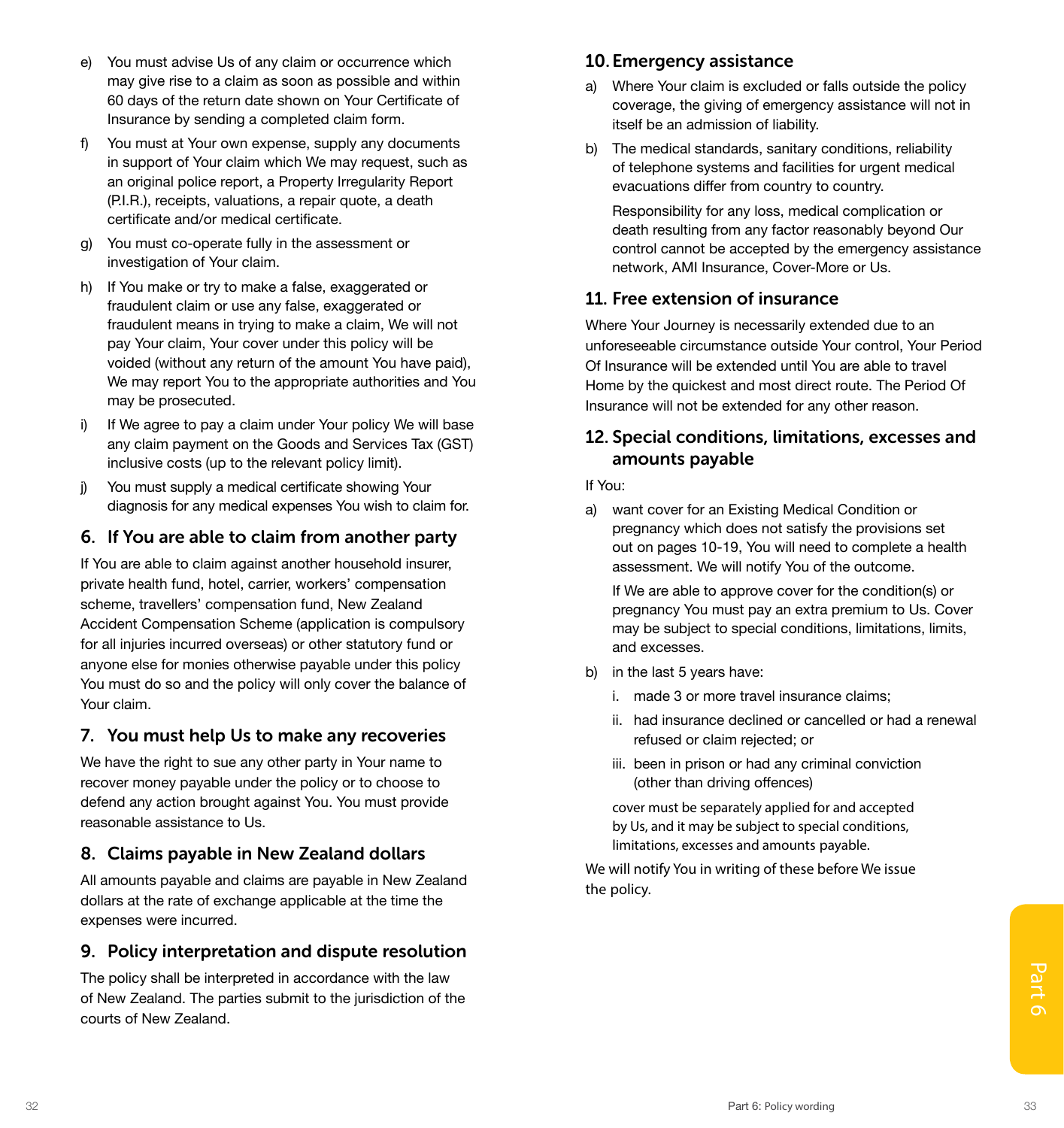e) You must advise Us of any claim or occurrence which may give rise to a claim as soon as possible and within 60 days of the return date shown on Your Certificate of Insurance by sending a completed claim form.

f) You must at Your own expense, supply any documents in support of Your claim which We may request, such as an original police report, a Property Irregularity Report (P.I.R.), receipts, valuations, a repair quote, a death certificate and/or medical certificate.

g) You must co-operate fully in the assessment or investigation of Your claim.

h) If You make or try to make a false, exaggerated or fraudulent claim or use any false, exaggerated or fraudulent means in trying to make a claim, We will not pay Your claim, Your cover under this policy will be voided (without any return of the amount You have paid), We may report You to the appropriate authorities and You may be prosecuted.

i) If We agree to pay a claim under Your policy We will base any claim payment on the Goods and Services Tax (GST) inclusive costs (up to the relevant policy limit).

j) You must supply a medical certificate showing Your diagnosis for any medical expenses You wish to claim for.

## 6. If You are able to claim from another party

If You are able to claim against another household insurer, private health fund, hotel, carrier, workers' compensation scheme, travellers' compensation fund, New Zealand Accident Compensation Scheme (application is compulsory for all injuries incurred overseas) or other statutory fund or anyone else for monies otherwise payable under this policy You must do so and the policy will only cover the balance of Your claim.

## 7. You must help Us to make any recoveries

We have the right to sue any other party in Your name to recover money payable under the policy or to choose to defend any action brought against You. You must provide reasonable assistance to Us.

## 8. Claims payable in New Zealand dollars

All amounts payable and claims are payable in New Zealand dollars at the rate of exchange applicable at the time the expenses were incurred.

## 9. Policy interpretation and dispute resolution

The policy shall be interpreted in accordance with the law of New Zealand. The parties submit to the jurisdiction of the courts of New Zealand.

## 10. Emergency assistance

a) Where Your claim is excluded or falls outside the policy coverage, the giving of emergency assistance will not in itself be an admission of liability.

b) The medical standards, sanitary conditions, reliability of telephone systems and facilities for urgent medical evacuations differ from country to country.

   Responsibility for any loss, medical complication or death resulting from any factor reasonably beyond Our control cannot be accepted by the emergency assistance network, AMI Insurance, Cover-More or Us.

## 11. Free extension of insurance

Where Your Journey is necessarily extended due to an unforeseeable circumstance outside Your control, Your Period Of Insurance will be extended until You are able to travel Home by the quickest and most direct route. The Period Of Insurance will not be extended for any other reason.

## 12. Special conditions, limitations, excesses and amounts payable

If You:

a) want cover for an Existing Medical Condition or pregnancy which does not satisfy the provisions set out on pages 10-19, You will need to complete a health assessment. We will notify You of the outcome.

   If We are able to approve cover for the condition(s) or pregnancy You must pay an extra premium to Us. Cover may be subject to special conditions, limitations, limits, and excesses.

b) in the last 5 years have:

   i. made 3 or more travel insurance claims;

   ii. had insurance declined or cancelled or had a renewal refused or claim rejected; or

   iii. been in prison or had any criminal conviction (other than driving offences)

   cover must be separately applied for and accepted by Us, and it may be subject to special conditions, limitations, excesses and amounts payable.

We will notify You in writing of these before We issue the policy.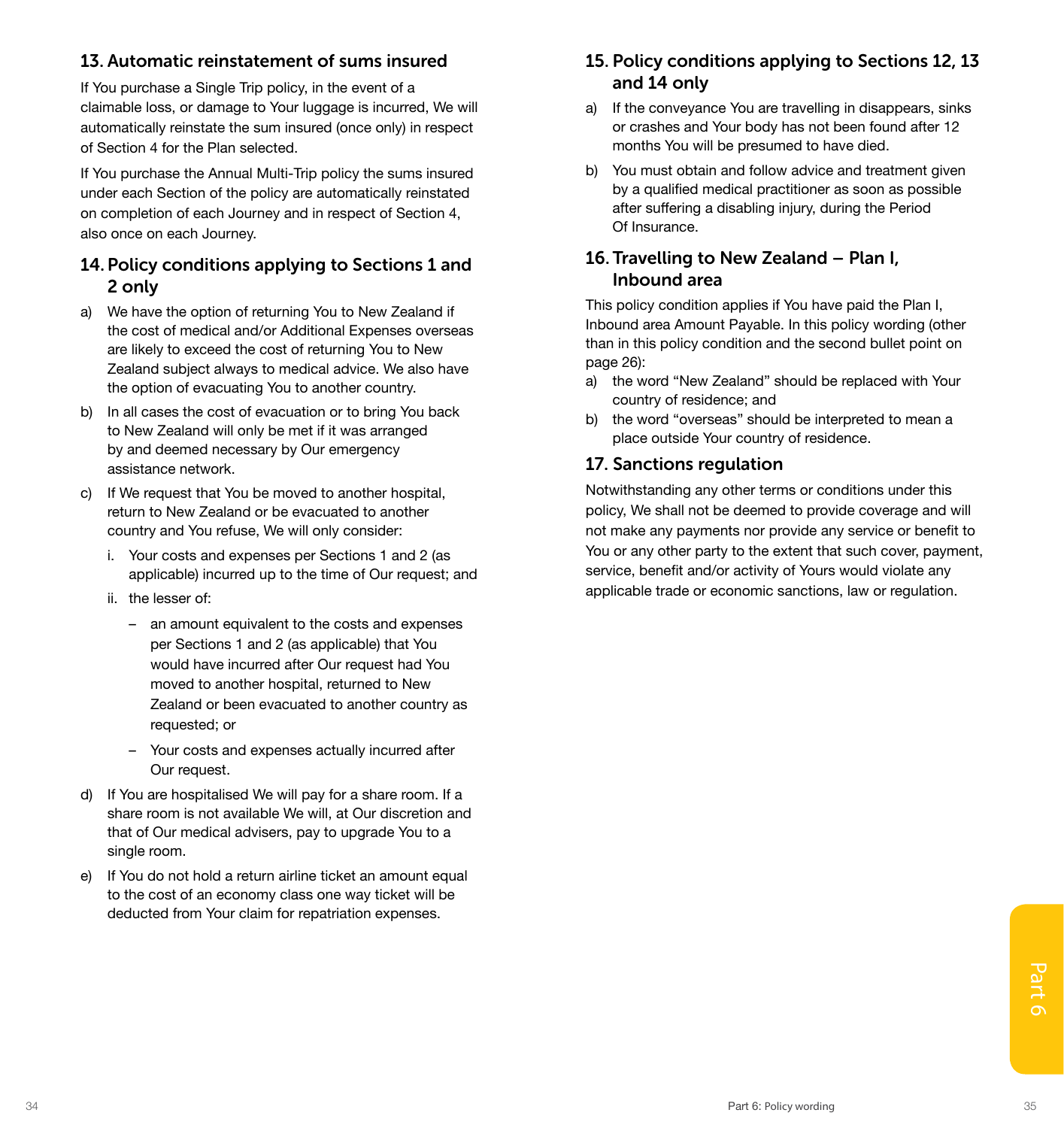## 13. Automatic reinstatement of sums insured

If You purchase a Single Trip policy, in the event of a claimable loss, or damage to Your luggage is incurred, We will automatically reinstate the sum insured (once only) in respect of Section 4 for the Plan selected.

If You purchase the Annual Multi-Trip policy the sums insured under each Section of the policy are automatically reinstated on completion of each Journey and in respect of Section 4, also once on each Journey.

## 14. Policy conditions applying to Sections 1 and 2 only

a) We have the option of returning You to New Zealand if the cost of medical and/or Additional Expenses overseas are likely to exceed the cost of returning You to New Zealand subject always to medical advice. We also have the option of evacuating You to another country.

b) In all cases the cost of evacuation or to bring You back to New Zealand will only be met if it was arranged by and deemed necessary by Our emergency assistance network.

c) If We request that You be moved to another hospital, return to New Zealand or be evacuated to another country and You refuse, We will only consider:

   i. Your costs and expenses per Sections 1 and 2 (as applicable) incurred up to the time of Our request; and

   ii. the lesser of:

      – an amount equivalent to the costs and expenses per Sections 1 and 2 (as applicable) that You would have incurred after Our request had You moved to another hospital, returned to New Zealand or been evacuated to another country as requested; or

      – Your costs and expenses actually incurred after Our request.

d) If You are hospitalised We will pay for a share room. If a share room is not available We will, at Our discretion and that of Our medical advisers, pay to upgrade You to a single room.

e) If You do not hold a return airline ticket an amount equal to the cost of an economy class one way ticket will be deducted from Your claim for repatriation expenses.

## 15. Policy conditions applying to Sections 12, 13 and 14 only

a) If the conveyance You are travelling in disappears, sinks or crashes and Your body has not been found after 12 months You will be presumed to have died.

b) You must obtain and follow advice and treatment given by a qualified medical practitioner as soon as possible after suffering a disabling injury, during the Period Of Insurance.

## 16. Travelling to New Zealand – Plan I, Inbound area

This policy condition applies if You have paid the Plan I, Inbound area Amount Payable. In this policy wording (other than in this policy condition and the second bullet point on page 26):

a) the word "New Zealand" should be replaced with Your country of residence; and

b) the word "overseas" should be interpreted to mean a place outside Your country of residence.

## 17. Sanctions regulation

Notwithstanding any other terms or conditions under this policy, We shall not be deemed to provide coverage and will not make any payments nor provide any service or benefit to You or any other party to the extent that such cover, payment, service, benefit and/or activity of Yours would violate any applicable trade or economic sanctions, law or regulation.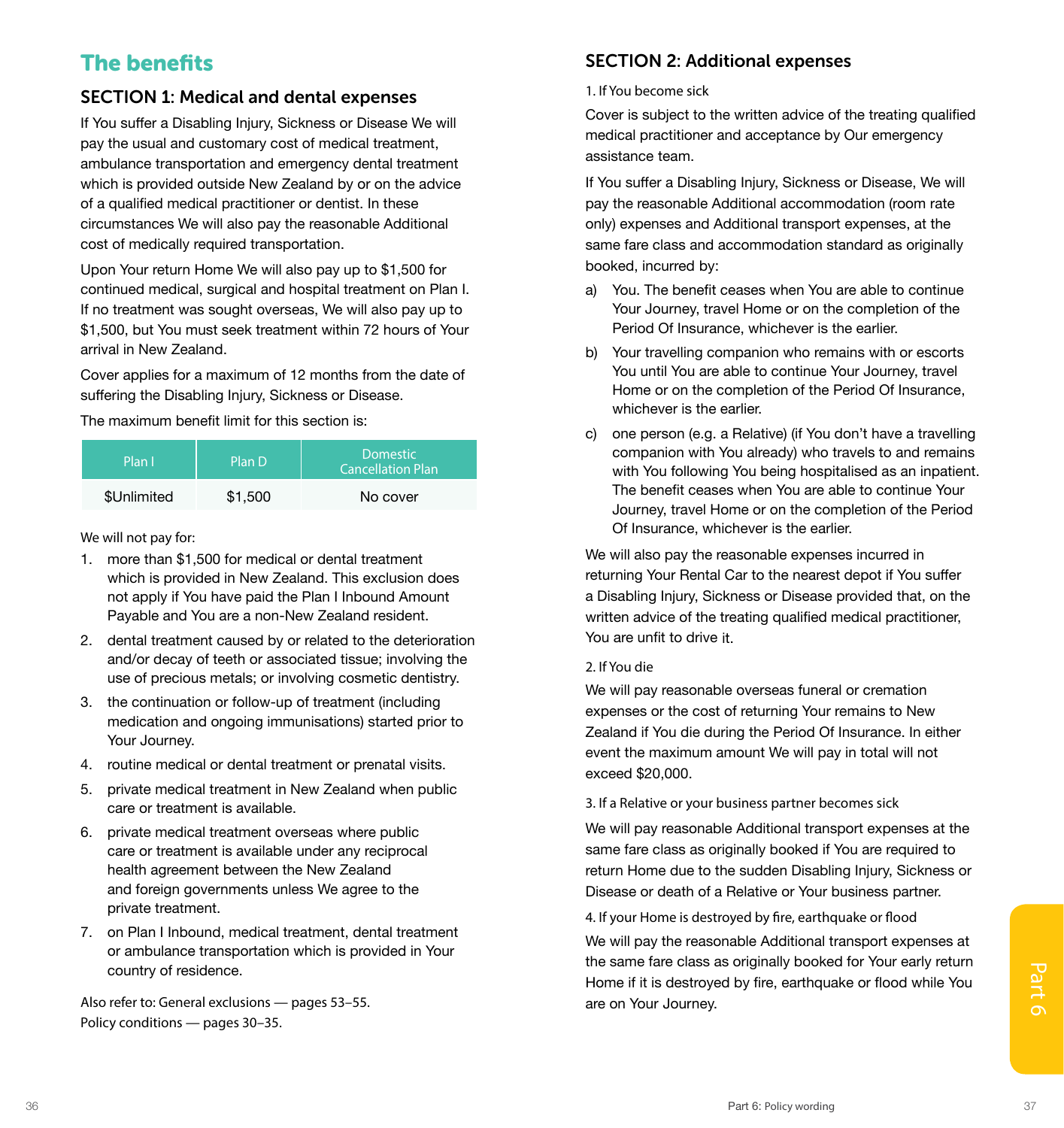# The benefits

## SECTION 1: Medical and dental expenses

If You suffer a Disabling Injury, Sickness or Disease We will pay the usual and customary cost of medical treatment, ambulance transportation and emergency dental treatment which is provided outside New Zealand by or on the advice of a qualified medical practitioner or dentist. In these circumstances We will also pay the reasonable Additional cost of medically required transportation.

Upon Your return Home We will also pay up to $1,500 for continued medical, surgical and hospital treatment on Plan I. If no treatment was sought overseas, We will also pay up to $1,500, but You must seek treatment within 72 hours of Your arrival in New Zealand.

Cover applies for a maximum of 12 months from the date of suffering the Disabling Injury, Sickness or Disease.

The maximum benefit limit for this section is:

| Plan I | Plan D | Domestic Cancellation Plan |
|---|---|---|
| $Unlimited | $1,500 | No cover |

We will not pay for:

1. more than $1,500 for medical or dental treatment which is provided in New Zealand. This exclusion does not apply if You have paid the Plan I Inbound Amount Payable and You are a non-New Zealand resident.
2. dental treatment caused by or related to the deterioration and/or decay of teeth or associated tissue; involving the use of precious metals; or involving cosmetic dentistry.
3. the continuation or follow-up of treatment (including medication and ongoing immunisations) started prior to Your Journey.
4. routine medical or dental treatment or prenatal visits.
5. private medical treatment in New Zealand when public care or treatment is available.
6. private medical treatment overseas where public care or treatment is available under any reciprocal health agreement between the New Zealand and foreign governments unless We agree to the private treatment.
7. on Plan I Inbound, medical treatment, dental treatment or ambulance transportation which is provided in Your country of residence.

Also refer to: General exclusions — pages 53–55.
Policy conditions — pages 30–35.

## SECTION 2: Additional expenses

### 1. If You become sick

Cover is subject to the written advice of the treating qualified medical practitioner and acceptance by Our emergency assistance team.

If You suffer a Disabling Injury, Sickness or Disease, We will pay the reasonable Additional accommodation (room rate only) expenses and Additional transport expenses, at the same fare class and accommodation standard as originally booked, incurred by:

a) You. The benefit ceases when You are able to continue Your Journey, travel Home or on the completion of the Period Of Insurance, whichever is the earlier.

b) Your travelling companion who remains with or escorts You until You are able to continue Your Journey, travel Home or on the completion of the Period Of Insurance, whichever is the earlier.

c) one person (e.g. a Relative) (if You don't have a travelling companion with You already) who travels to and remains with You following You being hospitalised as an inpatient. The benefit ceases when You are able to continue Your Journey, travel Home or on the completion of the Period Of Insurance, whichever is the earlier.

We will also pay the reasonable expenses incurred in returning Your Rental Car to the nearest depot if You suffer a Disabling Injury, Sickness or Disease provided that, on the written advice of the treating qualified medical practitioner, You are unfit to drive it.

### 2. If You die

We will pay reasonable overseas funeral or cremation expenses or the cost of returning Your remains to New Zealand if You die during the Period Of Insurance. In either event the maximum amount We will pay in total will not exceed $20,000.

### 3. If a Relative or your business partner becomes sick

We will pay reasonable Additional transport expenses at the same fare class as originally booked if You are required to return Home due to the sudden Disabling Injury, Sickness or Disease or death of a Relative or Your business partner.

### 4. If your Home is destroyed by fire, earthquake or flood

We will pay the reasonable Additional transport expenses at the same fare class as originally booked for Your early return Home if it is destroyed by fire, earthquake or flood while You are on Your Journey.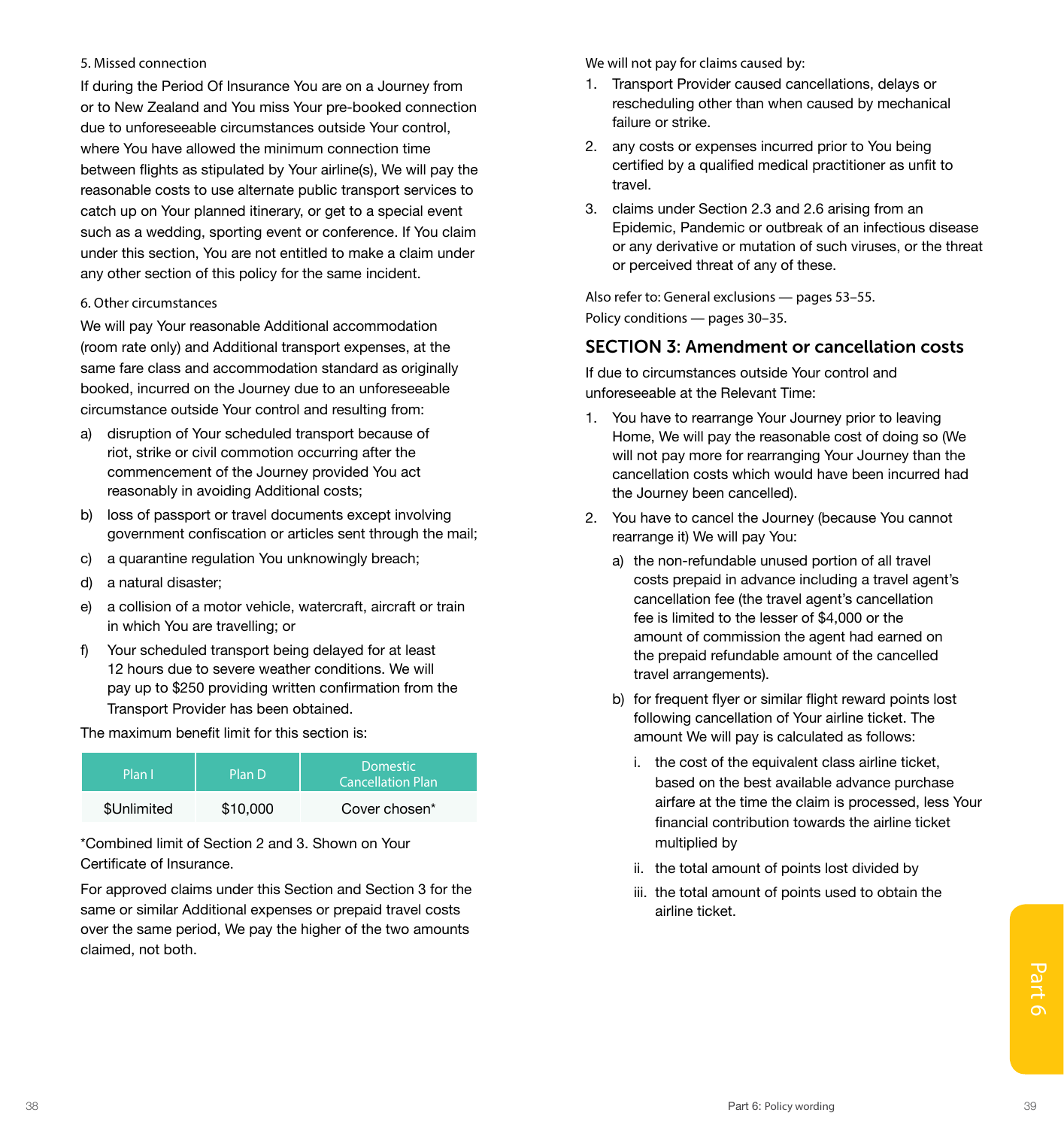5. Missed connection

If during the Period Of Insurance You are on a Journey from or to New Zealand and You miss Your pre-booked connection due to unforeseeable circumstances outside Your control, where You have allowed the minimum connection time between flights as stipulated by Your airline(s), We will pay the reasonable costs to use alternate public transport services to catch up on Your planned itinerary, or get to a special event such as a wedding, sporting event or conference. If You claim under this section, You are not entitled to make a claim under any other section of this policy for the same incident.

6. Other circumstances

We will pay Your reasonable Additional accommodation (room rate only) and Additional transport expenses, at the same fare class and accommodation standard as originally booked, incurred on the Journey due to an unforeseeable circumstance outside Your control and resulting from:

a) disruption of Your scheduled transport because of riot, strike or civil commotion occurring after the commencement of the Journey provided You act reasonably in avoiding Additional costs;
b) loss of passport or travel documents except involving government confiscation or articles sent through the mail;
c) a quarantine regulation You unknowingly breach;
d) a natural disaster;
e) a collision of a motor vehicle, watercraft, aircraft or train in which You are travelling; or
f) Your scheduled transport being delayed for at least 12 hours due to severe weather conditions. We will pay up to $250 providing written confirmation from the Transport Provider has been obtained.

The maximum benefit limit for this section is:

| Plan I | Plan D | Domestic Cancellation Plan |
|---|---|---|
| $Unlimited | $10,000 | Cover chosen* |

*Combined limit of Section 2 and 3. Shown on Your Certificate of Insurance.

For approved claims under this Section and Section 3 for the same or similar Additional expenses or prepaid travel costs over the same period, We pay the higher of the two amounts claimed, not both.

We will not pay for claims caused by:

1. Transport Provider caused cancellations, delays or rescheduling other than when caused by mechanical failure or strike.
2. any costs or expenses incurred prior to You being certified by a qualified medical practitioner as unfit to travel.
3. claims under Section 2.3 and 2.6 arising from an Epidemic, Pandemic or outbreak of an infectious disease or any derivative or mutation of such viruses, or the threat or perceived threat of any of these.

Also refer to: General exclusions — pages 53–55.
Policy conditions — pages 30–35.

## SECTION 3: Amendment or cancellation costs

If due to circumstances outside Your control and unforeseeable at the Relevant Time:

1. You have to rearrange Your Journey prior to leaving Home, We will pay the reasonable cost of doing so (We will not pay more for rearranging Your Journey than the cancellation costs which would have been incurred had the Journey been cancelled).
2. You have to cancel the Journey (because You cannot rearrange it) We will pay You:
   a) the non-refundable unused portion of all travel costs prepaid in advance including a travel agent's cancellation fee (the travel agent's cancellation fee is limited to the lesser of $4,000 or the amount of commission the agent had earned on the prepaid refundable amount of the cancelled travel arrangements).
   b) for frequent flyer or similar flight reward points lost following cancellation of Your airline ticket. The amount We will pay is calculated as follows:
      i. the cost of the equivalent class airline ticket, based on the best available advance purchase airfare at the time the claim is processed, less Your financial contribution towards the airline ticket multiplied by
      ii. the total amount of points lost divided by
      iii. the total amount of points used to obtain the airline ticket.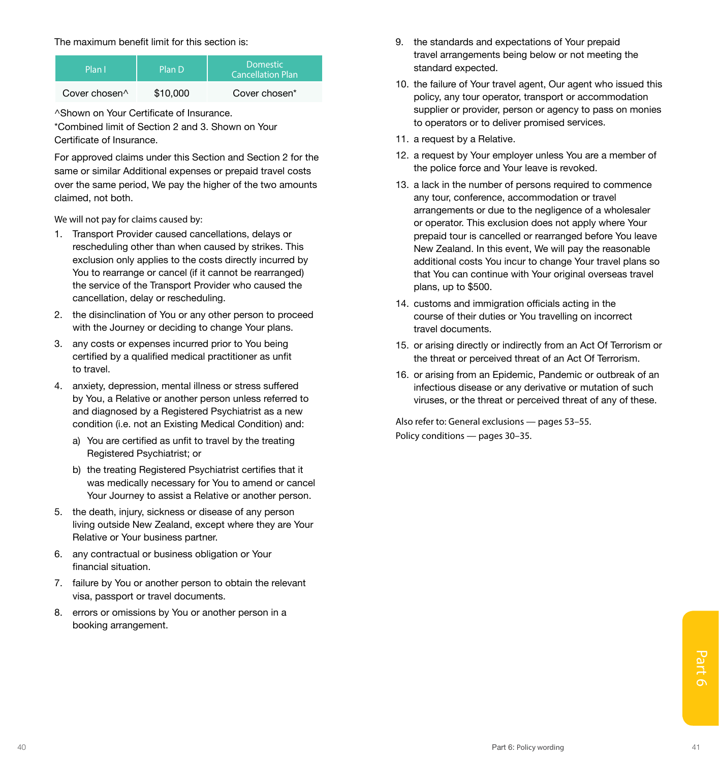The maximum benefit limit for this section is:

| Plan I | Plan D | Domestic Cancellation Plan |
|---|---|---|
| Cover chosen^ | $10,000 | Cover chosen* |

^Shown on Your Certificate of Insurance.
*Combined limit of Section 2 and 3. Shown on Your Certificate of Insurance.

For approved claims under this Section and Section 2 for the same or similar Additional expenses or prepaid travel costs over the same period, We pay the higher of the two amounts claimed, not both.

We will not pay for claims caused by:

1. Transport Provider caused cancellations, delays or rescheduling other than when caused by strikes. This exclusion only applies to the costs directly incurred by You to rearrange or cancel (if it cannot be rearranged) the service of the Transport Provider who caused the cancellation, delay or rescheduling.
2. the disinclination of You or any other person to proceed with the Journey or deciding to change Your plans.
3. any costs or expenses incurred prior to You being certified by a qualified medical practitioner as unfit to travel.
4. anxiety, depression, mental illness or stress suffered by You, a Relative or another person unless referred to and diagnosed by a Registered Psychiatrist as a new condition (i.e. not an Existing Medical Condition) and:
   a) You are certified as unfit to travel by the treating Registered Psychiatrist; or
   b) the treating Registered Psychiatrist certifies that it was medically necessary for You to amend or cancel Your Journey to assist a Relative or another person.
5. the death, injury, sickness or disease of any person living outside New Zealand, except where they are Your Relative or Your business partner.
6. any contractual or business obligation or Your financial situation.
7. failure by You or another person to obtain the relevant visa, passport or travel documents.
8. errors or omissions by You or another person in a booking arrangement.
9. the standards and expectations of Your prepaid travel arrangements being below or not meeting the standard expected.
10. the failure of Your travel agent, Our agent who issued this policy, any tour operator, transport or accommodation supplier or provider, person or agency to pass on monies to operators or to deliver promised services.
11. a request by a Relative.
12. a request by Your employer unless You are a member of the police force and Your leave is revoked.
13. a lack in the number of persons required to commence any tour, conference, accommodation or travel arrangements or due to the negligence of a wholesaler or operator. This exclusion does not apply where Your prepaid tour is cancelled or rearranged before You leave New Zealand. In this event, We will pay the reasonable additional costs You incur to change Your travel plans so that You can continue with Your original overseas travel plans, up to $500.
14. customs and immigration officials acting in the course of their duties or You travelling on incorrect travel documents.
15. or arising directly or indirectly from an Act Of Terrorism or the threat or perceived threat of an Act Of Terrorism.
16. or arising from an Epidemic, Pandemic or outbreak of an infectious disease or any derivative or mutation of such viruses, or the threat or perceived threat of any of these.

Also refer to: General exclusions — pages 53–55.
Policy conditions — pages 30–35.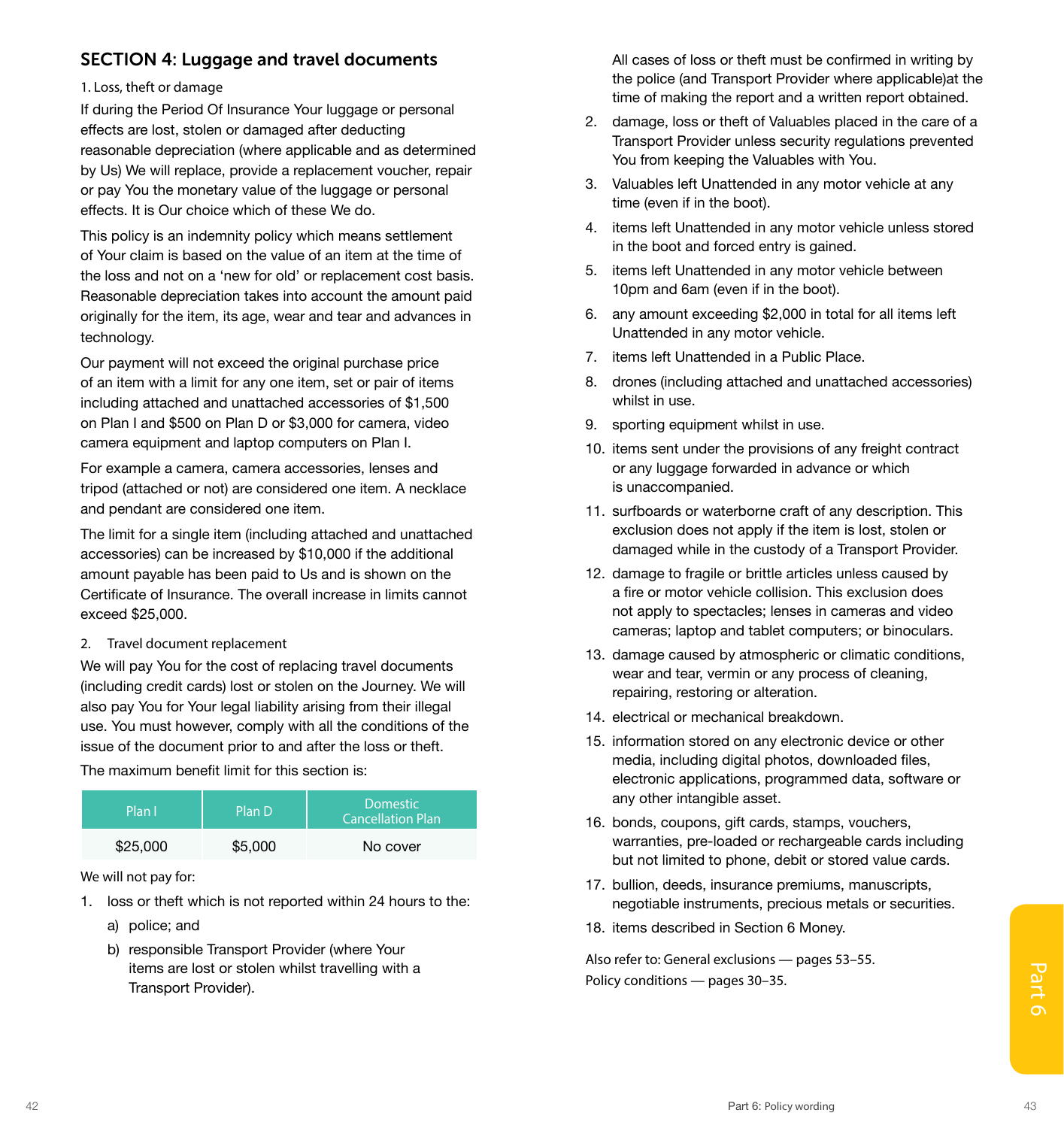## SECTION 4: Luggage and travel documents

1. Loss, theft or damage

If during the Period Of Insurance Your luggage or personal effects are lost, stolen or damaged after deducting reasonable depreciation (where applicable and as determined by Us) We will replace, provide a replacement voucher, repair or pay You the monetary value of the luggage or personal effects. It is Our choice which of these We do.

This policy is an indemnity policy which means settlement of Your claim is based on the value of an item at the time of the loss and not on a 'new for old' or replacement cost basis. Reasonable depreciation takes into account the amount paid originally for the item, its age, wear and tear and advances in technology.

Our payment will not exceed the original purchase price of an item with a limit for any one item, set or pair of items including attached and unattached accessories of $1,500 on Plan I and $500 on Plan D or $3,000 for camera, video camera equipment and laptop computers on Plan I.

For example a camera, camera accessories, lenses and tripod (attached or not) are considered one item. A necklace and pendant are considered one item.

The limit for a single item (including attached and unattached accessories) can be increased by $10,000 if the additional amount payable has been paid to Us and is shown on the Certificate of Insurance. The overall increase in limits cannot exceed $25,000.

2. Travel document replacement

We will pay You for the cost of replacing travel documents (including credit cards) lost or stolen on the Journey. We will also pay You for Your legal liability arising from their illegal use. You must however, comply with all the conditions of the issue of the document prior to and after the loss or theft.

The maximum benefit limit for this section is:

| Plan I | Plan D | Domestic Cancellation Plan |
|---|---|---|
| $25,000 | $5,000 | No cover |

We will not pay for:

1. loss or theft which is not reported within 24 hours to the:
   a) police; and
   b) responsible Transport Provider (where Your items are lost or stolen whilst travelling with a Transport Provider).

   All cases of loss or theft must be confirmed in writing by the police (and Transport Provider where applicable)at the time of making the report and a written report obtained.
2. damage, loss or theft of Valuables placed in the care of a Transport Provider unless security regulations prevented You from keeping the Valuables with You.
3. Valuables left Unattended in any motor vehicle at any time (even if in the boot).
4. items left Unattended in any motor vehicle unless stored in the boot and forced entry is gained.
5. items left Unattended in any motor vehicle between 10pm and 6am (even if in the boot).
6. any amount exceeding $2,000 in total for all items left Unattended in any motor vehicle.
7. items left Unattended in a Public Place.
8. drones (including attached and unattached accessories) whilst in use.
9. sporting equipment whilst in use.
10. items sent under the provisions of any freight contract or any luggage forwarded in advance or which is unaccompanied.
11. surfboards or waterborne craft of any description. This exclusion does not apply if the item is lost, stolen or damaged while in the custody of a Transport Provider.
12. damage to fragile or brittle articles unless caused by a fire or motor vehicle collision. This exclusion does not apply to spectacles; lenses in cameras and video cameras; laptop and tablet computers; or binoculars.
13. damage caused by atmospheric or climatic conditions, wear and tear, vermin or any process of cleaning, repairing, restoring or alteration.
14. electrical or mechanical breakdown.
15. information stored on any electronic device or other media, including digital photos, downloaded files, electronic applications, programmed data, software or any other intangible asset.
16. bonds, coupons, gift cards, stamps, vouchers, warranties, pre-loaded or rechargeable cards including but not limited to phone, debit or stored value cards.
17. bullion, deeds, insurance premiums, manuscripts, negotiable instruments, precious metals or securities.
18. items described in Section 6 Money.

Also refer to: General exclusions — pages 53–55.
Policy conditions — pages 30–35.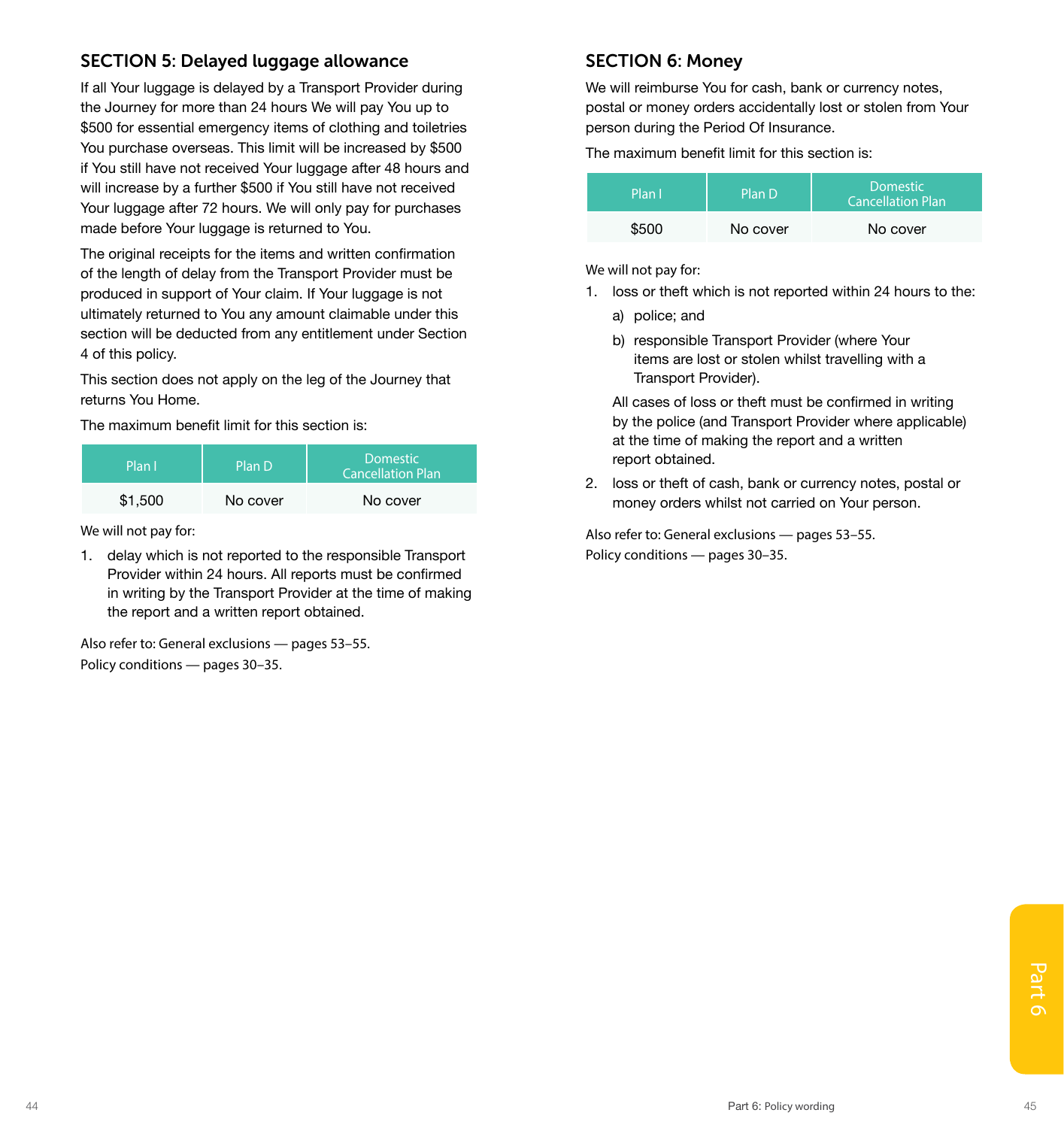## SECTION 5: Delayed luggage allowance

If all Your luggage is delayed by a Transport Provider during the Journey for more than 24 hours We will pay You up to $500 for essential emergency items of clothing and toiletries You purchase overseas. This limit will be increased by $500 if You still have not received Your luggage after 48 hours and will increase by a further $500 if You still have not received Your luggage after 72 hours. We will only pay for purchases made before Your luggage is returned to You.

The original receipts for the items and written confirmation of the length of delay from the Transport Provider must be produced in support of Your claim. If Your luggage is not ultimately returned to You any amount claimable under this section will be deducted from any entitlement under Section 4 of this policy.

This section does not apply on the leg of the Journey that returns You Home.

The maximum benefit limit for this section is:

| Plan I | Plan D | Domestic Cancellation Plan |
|---|---|---|
| $1,500 | No cover | No cover |

We will not pay for:

1. delay which is not reported to the responsible Transport Provider within 24 hours. All reports must be confirmed in writing by the Transport Provider at the time of making the report and a written report obtained.

Also refer to: General exclusions — pages 53–55.
Policy conditions — pages 30–35.

## SECTION 6: Money

We will reimburse You for cash, bank or currency notes, postal or money orders accidentally lost or stolen from Your person during the Period Of Insurance.

The maximum benefit limit for this section is:

| Plan I | Plan D | Domestic Cancellation Plan |
|---|---|---|
| $500 | No cover | No cover |

We will not pay for:

1. loss or theft which is not reported within 24 hours to the:
   a) police; and
   b) responsible Transport Provider (where Your items are lost or stolen whilst travelling with a Transport Provider).

   All cases of loss or theft must be confirmed in writing by the police (and Transport Provider where applicable) at the time of making the report and a written report obtained.
2. loss or theft of cash, bank or currency notes, postal or money orders whilst not carried on Your person.

Also refer to: General exclusions — pages 53–55.
Policy conditions — pages 30–35.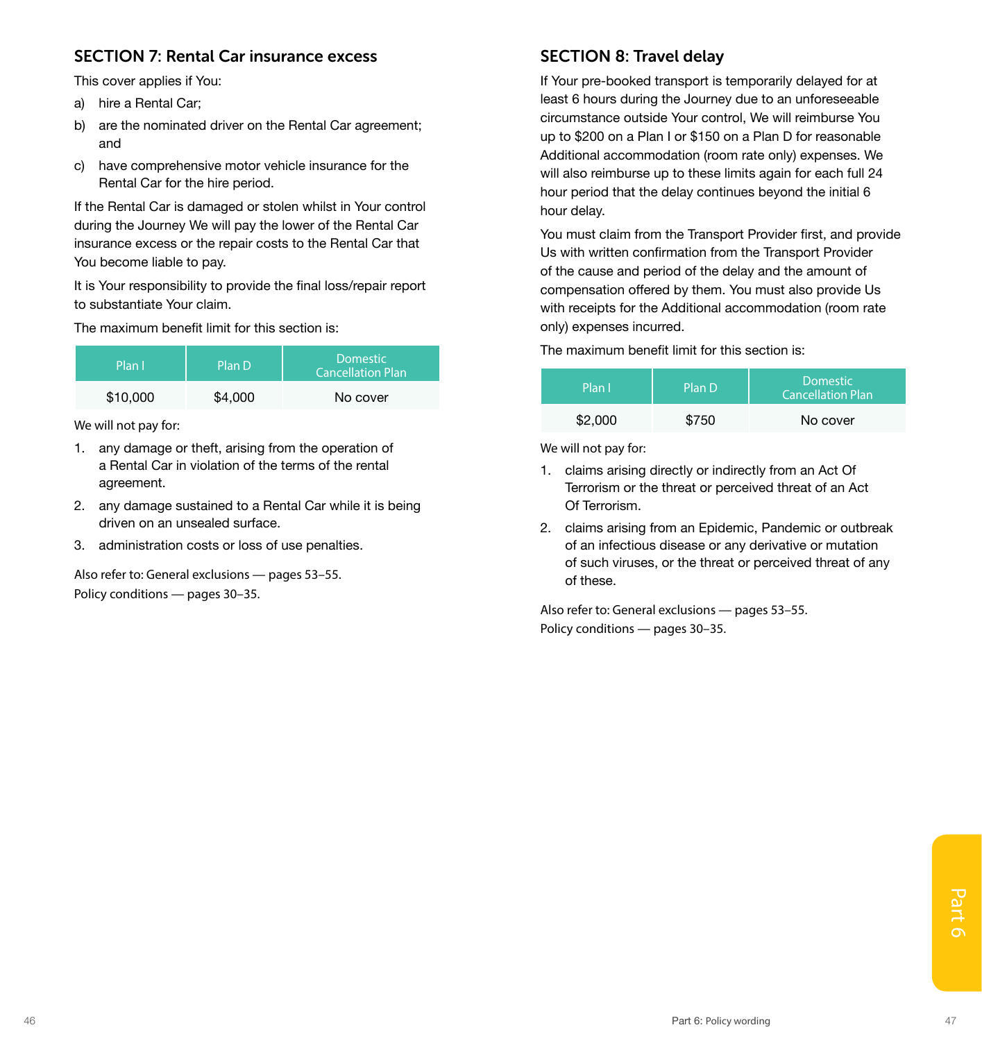## SECTION 7: Rental Car insurance excess

This cover applies if You:

a) hire a Rental Car;

b) are the nominated driver on the Rental Car agreement; and

c) have comprehensive motor vehicle insurance for the Rental Car for the hire period.

If the Rental Car is damaged or stolen whilst in Your control during the Journey We will pay the lower of the Rental Car insurance excess or the repair costs to the Rental Car that You become liable to pay.

It is Your responsibility to provide the final loss/repair report to substantiate Your claim.

The maximum benefit limit for this section is:

| Plan I | Plan D | Domestic Cancellation Plan |
|---|---|---|
| $10,000 | $4,000 | No cover |

We will not pay for:

1. any damage or theft, arising from the operation of a Rental Car in violation of the terms of the rental agreement.
2. any damage sustained to a Rental Car while it is being driven on an unsealed surface.
3. administration costs or loss of use penalties.

Also refer to: General exclusions — pages 53–55.
Policy conditions — pages 30–35.

## SECTION 8: Travel delay

If Your pre-booked transport is temporarily delayed for at least 6 hours during the Journey due to an unforeseeable circumstance outside Your control, We will reimburse You up to $200 on a Plan I or $150 on a Plan D for reasonable Additional accommodation (room rate only) expenses. We will also reimburse up to these limits again for each full 24 hour period that the delay continues beyond the initial 6 hour delay.

You must claim from the Transport Provider first, and provide Us with written confirmation from the Transport Provider of the cause and period of the delay and the amount of compensation offered by them. You must also provide Us with receipts for the Additional accommodation (room rate only) expenses incurred.

The maximum benefit limit for this section is:

| Plan I | Plan D | Domestic Cancellation Plan |
|---|---|---|
| $2,000 | $750 | No cover |

We will not pay for:

1. claims arising directly or indirectly from an Act Of Terrorism or the threat or perceived threat of an Act Of Terrorism.
2. claims arising from an Epidemic, Pandemic or outbreak of an infectious disease or any derivative or mutation of such viruses, or the threat or perceived threat of any of these.

Also refer to: General exclusions — pages 53–55.
Policy conditions — pages 30–35.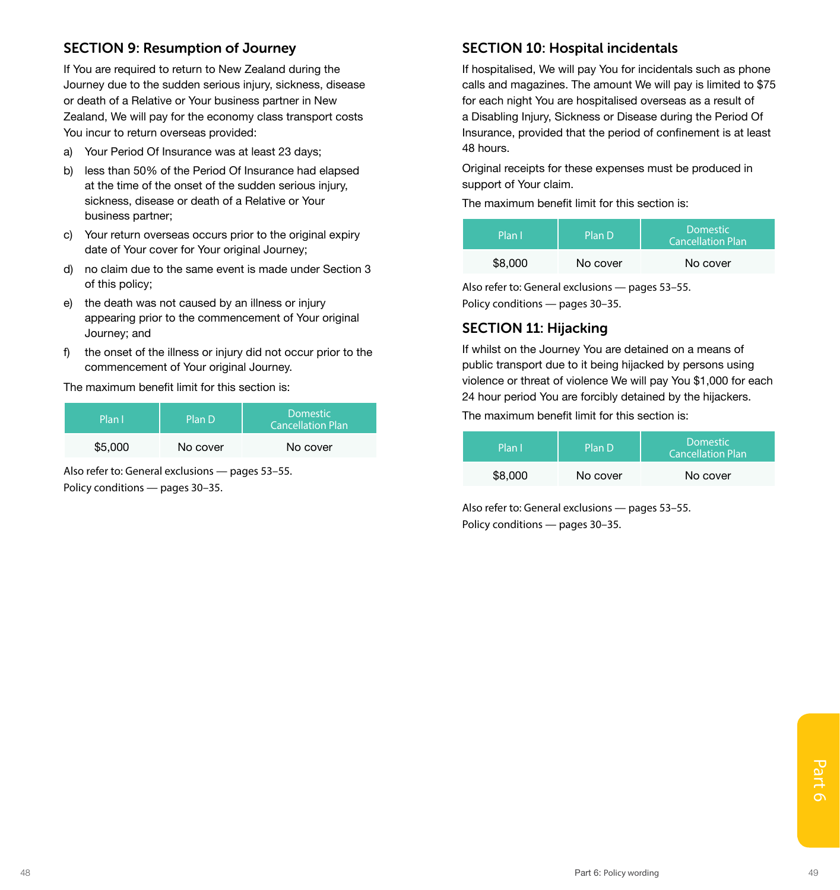## SECTION 9: Resumption of Journey

If You are required to return to New Zealand during the Journey due to the sudden serious injury, sickness, disease or death of a Relative or Your business partner in New Zealand, We will pay for the economy class transport costs You incur to return overseas provided:

a) Your Period Of Insurance was at least 23 days;

b) less than 50% of the Period Of Insurance had elapsed at the time of the onset of the sudden serious injury, sickness, disease or death of a Relative or Your business partner;

c) Your return overseas occurs prior to the original expiry date of Your cover for Your original Journey;

d) no claim due to the same event is made under Section 3 of this policy;

e) the death was not caused by an illness or injury appearing prior to the commencement of Your original Journey; and

f) the onset of the illness or injury did not occur prior to the commencement of Your original Journey.

The maximum benefit limit for this section is:

| Plan I | Plan D | Domestic Cancellation Plan |
| --- | --- | --- |
| $5,000 | No cover | No cover |

Also refer to: General exclusions — pages 53–55.
Policy conditions — pages 30–35.

## SECTION 10: Hospital incidentals

If hospitalised, We will pay You for incidentals such as phone calls and magazines. The amount We will pay is limited to $75 for each night You are hospitalised overseas as a result of a Disabling Injury, Sickness or Disease during the Period Of Insurance, provided that the period of confinement is at least 48 hours.

Original receipts for these expenses must be produced in support of Your claim.

The maximum benefit limit for this section is:

| Plan I | Plan D | Domestic Cancellation Plan |
| --- | --- | --- |
| $8,000 | No cover | No cover |

Also refer to: General exclusions — pages 53–55.
Policy conditions — pages 30–35.

## SECTION 11: Hijacking

If whilst on the Journey You are detained on a means of public transport due to it being hijacked by persons using violence or threat of violence We will pay You $1,000 for each 24 hour period You are forcibly detained by the hijackers.

The maximum benefit limit for this section is:

| Plan I | Plan D | Domestic Cancellation Plan |
| --- | --- | --- |
| $8,000 | No cover | No cover |

Also refer to: General exclusions — pages 53–55.
Policy conditions — pages 30–35.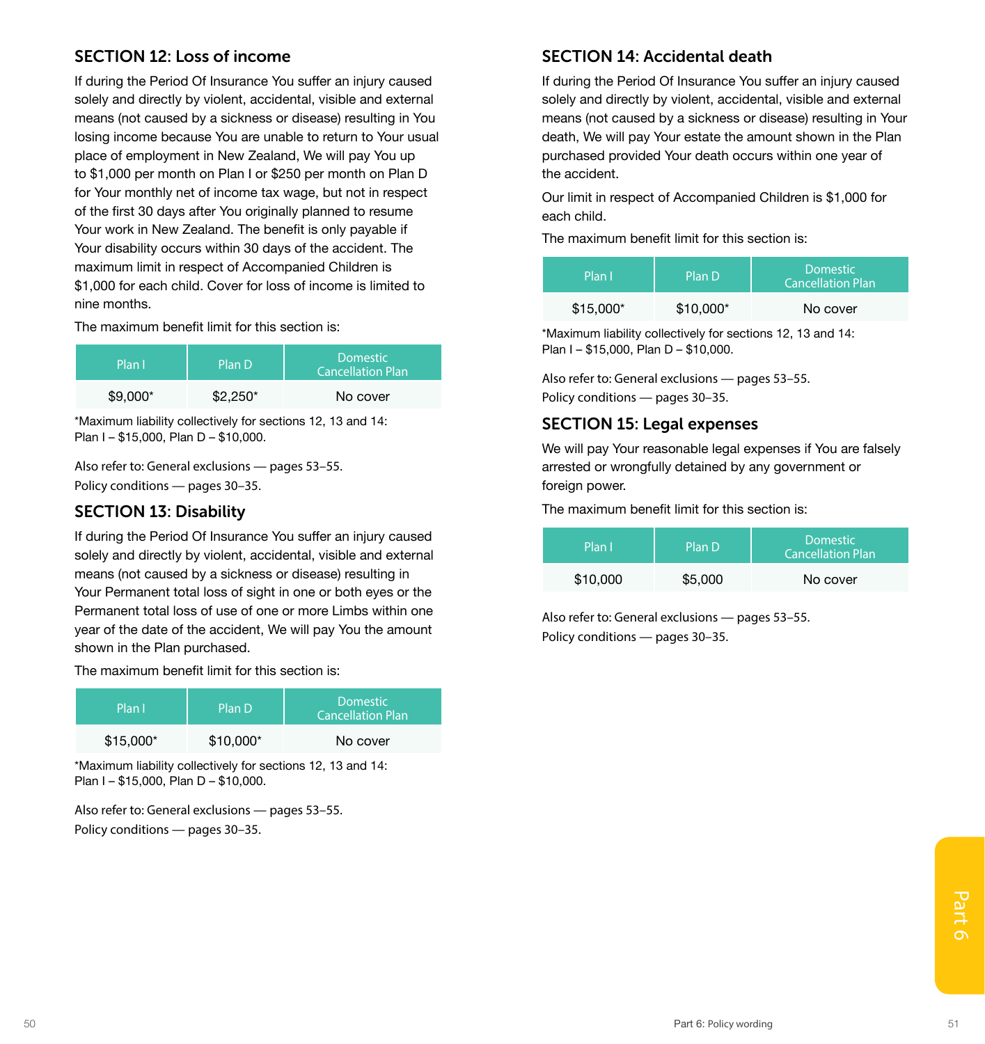## SECTION 12: Loss of income

If during the Period Of Insurance You suffer an injury caused solely and directly by violent, accidental, visible and external means (not caused by a sickness or disease) resulting in You losing income because You are unable to return to Your usual place of employment in New Zealand, We will pay You up to $1,000 per month on Plan I or $250 per month on Plan D for Your monthly net of income tax wage, but not in respect of the first 30 days after You originally planned to resume Your work in New Zealand. The benefit is only payable if Your disability occurs within 30 days of the accident. The maximum limit in respect of Accompanied Children is $1,000 for each child. Cover for loss of income is limited to nine months.

The maximum benefit limit for this section is:

| Plan I | Plan D | Domestic Cancellation Plan |
|---|---|---|
| $9,000* | $2,250* | No cover |

*Maximum liability collectively for sections 12, 13 and 14: Plan I – $15,000, Plan D – $10,000.

Also refer to: General exclusions — pages 53–55.
Policy conditions — pages 30–35.

## SECTION 13: Disability

If during the Period Of Insurance You suffer an injury caused solely and directly by violent, accidental, visible and external means (not caused by a sickness or disease) resulting in Your Permanent total loss of sight in one or both eyes or the Permanent total loss of use of one or more Limbs within one year of the date of the accident, We will pay You the amount shown in the Plan purchased.

The maximum benefit limit for this section is:

| Plan I | Plan D | Domestic Cancellation Plan |
|---|---|---|
| $15,000* | $10,000* | No cover |

*Maximum liability collectively for sections 12, 13 and 14: Plan I – $15,000, Plan D – $10,000.

Also refer to: General exclusions — pages 53–55.
Policy conditions — pages 30–35.

## SECTION 14: Accidental death

If during the Period Of Insurance You suffer an injury caused solely and directly by violent, accidental, visible and external means (not caused by a sickness or disease) resulting in Your death, We will pay Your estate the amount shown in the Plan purchased provided Your death occurs within one year of the accident.

Our limit in respect of Accompanied Children is $1,000 for each child.

The maximum benefit limit for this section is:

| Plan I | Plan D | Domestic Cancellation Plan |
|---|---|---|
| $15,000* | $10,000* | No cover |

*Maximum liability collectively for sections 12, 13 and 14: Plan I – $15,000, Plan D – $10,000.

Also refer to: General exclusions — pages 53–55.
Policy conditions — pages 30–35.

## SECTION 15: Legal expenses

We will pay Your reasonable legal expenses if You are falsely arrested or wrongfully detained by any government or foreign power.

The maximum benefit limit for this section is:

| Plan I | Plan D | Domestic Cancellation Plan |
|---|---|---|
| $10,000 | $5,000 | No cover |

Also refer to: General exclusions — pages 53–55.
Policy conditions — pages 30–35.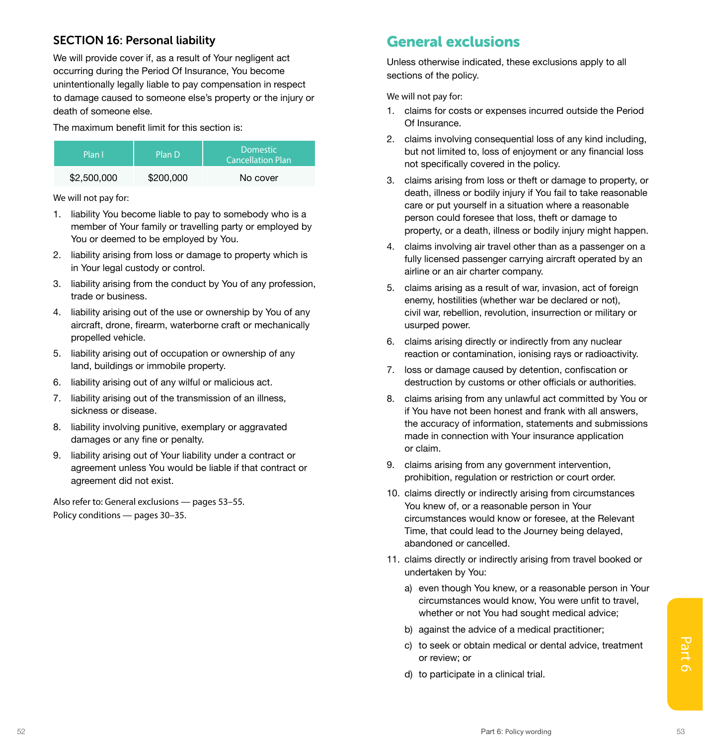## SECTION 16: Personal liability

We will provide cover if, as a result of Your negligent act occurring during the Period Of Insurance, You become unintentionally legally liable to pay compensation in respect to damage caused to someone else's property or the injury or death of someone else.

The maximum benefit limit for this section is:

| Plan I | Plan D | Domestic Cancellation Plan |
|---|---|---|
| $2,500,000 | $200,000 | No cover |

We will not pay for:

1. liability You become liable to pay to somebody who is a member of Your family or travelling party or employed by You or deemed to be employed by You.
2. liability arising from loss or damage to property which is in Your legal custody or control.
3. liability arising from the conduct by You of any profession, trade or business.
4. liability arising out of the use or ownership by You of any aircraft, drone, firearm, waterborne craft or mechanically propelled vehicle.
5. liability arising out of occupation or ownership of any land, buildings or immobile property.
6. liability arising out of any wilful or malicious act.
7. liability arising out of the transmission of an illness, sickness or disease.
8. liability involving punitive, exemplary or aggravated damages or any fine or penalty.
9. liability arising out of Your liability under a contract or agreement unless You would be liable if that contract or agreement did not exist.

Also refer to: General exclusions — pages 53–55.
Policy conditions — pages 30–35.

# General exclusions

Unless otherwise indicated, these exclusions apply to all sections of the policy.

We will not pay for:

1. claims for costs or expenses incurred outside the Period Of Insurance.
2. claims involving consequential loss of any kind including, but not limited to, loss of enjoyment or any financial loss not specifically covered in the policy.
3. claims arising from loss or theft or damage to property, or death, illness or bodily injury if You fail to take reasonable care or put yourself in a situation where a reasonable person could foresee that loss, theft or damage to property, or a death, illness or bodily injury might happen.
4. claims involving air travel other than as a passenger on a fully licensed passenger carrying aircraft operated by an airline or an air charter company.
5. claims arising as a result of war, invasion, act of foreign enemy, hostilities (whether war be declared or not), civil war, rebellion, revolution, insurrection or military or usurped power.
6. claims arising directly or indirectly from any nuclear reaction or contamination, ionising rays or radioactivity.
7. loss or damage caused by detention, confiscation or destruction by customs or other officials or authorities.
8. claims arising from any unlawful act committed by You or if You have not been honest and frank with all answers, the accuracy of information, statements and submissions made in connection with Your insurance application or claim.
9. claims arising from any government intervention, prohibition, regulation or restriction or court order.
10. claims directly or indirectly arising from circumstances You knew of, or a reasonable person in Your circumstances would know or foresee, at the Relevant Time, that could lead to the Journey being delayed, abandoned or cancelled.
11. claims directly or indirectly arising from travel booked or undertaken by You:
    a) even though You knew, or a reasonable person in Your circumstances would know, You were unfit to travel, whether or not You had sought medical advice;
    b) against the advice of a medical practitioner;
    c) to seek or obtain medical or dental advice, treatment or review; or
    d) to participate in a clinical trial.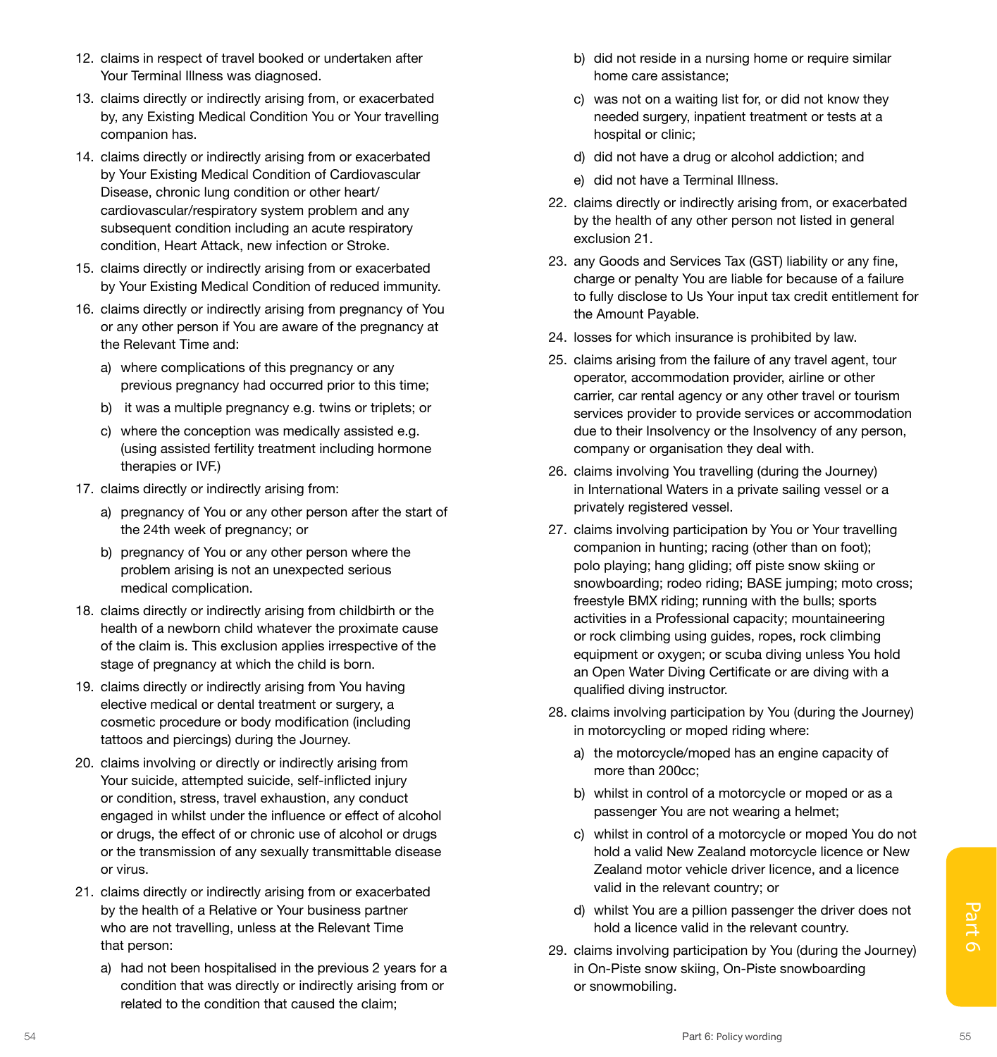12. claims in respect of travel booked or undertaken after Your Terminal Illness was diagnosed.
13. claims directly or indirectly arising from, or exacerbated by, any Existing Medical Condition You or Your travelling companion has.
14. claims directly or indirectly arising from or exacerbated by Your Existing Medical Condition of Cardiovascular Disease, chronic lung condition or other heart/cardiovascular/respiratory system problem and any subsequent condition including an acute respiratory condition, Heart Attack, new infection or Stroke.
15. claims directly or indirectly arising from or exacerbated by Your Existing Medical Condition of reduced immunity.
16. claims directly or indirectly arising from pregnancy of You or any other person if You are aware of the pregnancy at the Relevant Time and:
    a) where complications of this pregnancy or any previous pregnancy had occurred prior to this time;
    b) it was a multiple pregnancy e.g. twins or triplets; or
    c) where the conception was medically assisted e.g. (using assisted fertility treatment including hormone therapies or IVF.)
17. claims directly or indirectly arising from:
    a) pregnancy of You or any other person after the start of the 24th week of pregnancy; or
    b) pregnancy of You or any other person where the problem arising is not an unexpected serious medical complication.
18. claims directly or indirectly arising from childbirth or the health of a newborn child whatever the proximate cause of the claim is. This exclusion applies irrespective of the stage of pregnancy at which the child is born.
19. claims directly or indirectly arising from You having elective medical or dental treatment or surgery, a cosmetic procedure or body modification (including tattoos and piercings) during the Journey.
20. claims involving or directly or indirectly arising from Your suicide, attempted suicide, self-inflicted injury or condition, stress, travel exhaustion, any conduct engaged in whilst under the influence or effect of alcohol or drugs, the effect of or chronic use of alcohol or drugs or the transmission of any sexually transmittable disease or virus.
21. claims directly or indirectly arising from or exacerbated by the health of a Relative or Your business partner who are not travelling, unless at the Relevant Time that person:
    a) had not been hospitalised in the previous 2 years for a condition that was directly or indirectly arising from or related to the condition that caused the claim;
    b) did not reside in a nursing home or require similar home care assistance;
    c) was not on a waiting list for, or did not know they needed surgery, inpatient treatment or tests at a hospital or clinic;
    d) did not have a drug or alcohol addiction; and
    e) did not have a Terminal Illness.
22. claims directly or indirectly arising from, or exacerbated by the health of any other person not listed in general exclusion 21.
23. any Goods and Services Tax (GST) liability or any fine, charge or penalty You are liable for because of a failure to fully disclose to Us Your input tax credit entitlement for the Amount Payable.
24. losses for which insurance is prohibited by law.
25. claims arising from the failure of any travel agent, tour operator, accommodation provider, airline or other carrier, car rental agency or any other travel or tourism services provider to provide services or accommodation due to their Insolvency or the Insolvency of any person, company or organisation they deal with.
26. claims involving You travelling (during the Journey) in International Waters in a private sailing vessel or a privately registered vessel.
27. claims involving participation by You or Your travelling companion in hunting; racing (other than on foot); polo playing; hang gliding; off piste snow skiing or snowboarding; rodeo riding; BASE jumping; moto cross; freestyle BMX riding; running with the bulls; sports activities in a Professional capacity; mountaineering or rock climbing using guides, ropes, rock climbing equipment or oxygen; or scuba diving unless You hold an Open Water Diving Certificate or are diving with a qualified diving instructor.
28. claims involving participation by You (during the Journey) in motorcycling or moped riding where:
    a) the motorcycle/moped has an engine capacity of more than 200cc;
    b) whilst in control of a motorcycle or moped or as a passenger You are not wearing a helmet;
    c) whilst in control of a motorcycle or moped You do not hold a valid New Zealand motorcycle licence or New Zealand motor vehicle driver licence, and a licence valid in the relevant country; or
    d) whilst You are a pillion passenger the driver does not hold a licence valid in the relevant country.
29. claims involving participation by You (during the Journey) in On-Piste snow skiing, On-Piste snowboarding or snowmobiling.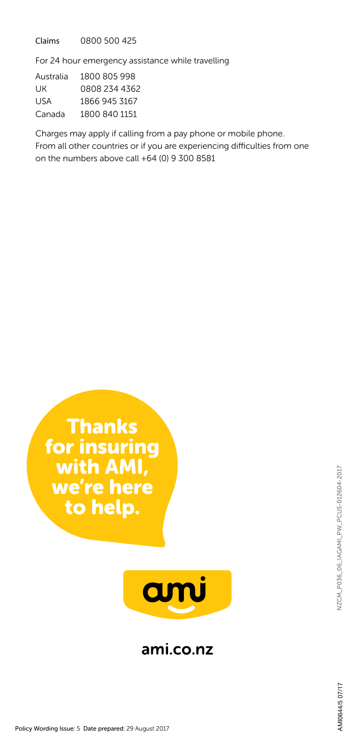| | |
|---|---|
| Claims | 0800 500 425 |

For 24 hour emergency assistance while travelling

| | |
|---|---|
| Australia | 1800 805 998 |
| UK | 0808 234 4362 |
| USA | 1866 945 3167 |
| Canada | 1800 840 1151 |

Charges may apply if calling from a pay phone or mobile phone.
From all other countries or if you are experiencing difficulties from one on the numbers above call +64 (0) 9 300 8581

**Thanks for insuring with AMI, we're here to help.**

ami

ami.co.nz

NZCM_P036_06_IAGAMI_PW_PCUS-012604-2017

AMI0644/5 07/17

Policy Wording Issue: 5 Date prepared: 29 August 2017